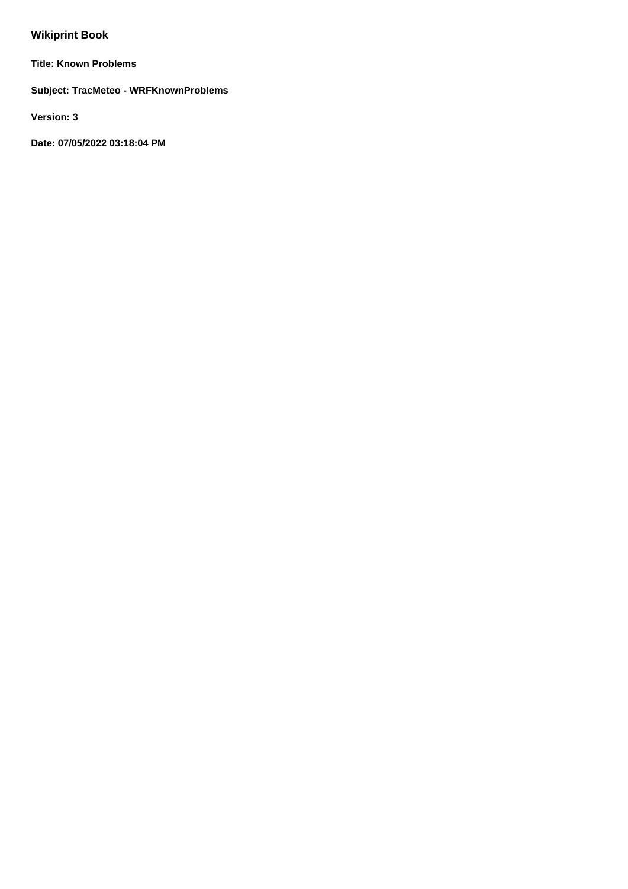**Wikiprint Book**

**Title: Known Problems**

**Subject: TracMeteo - WRFKnownProblems**

**Version: 3**

**Date: 07/05/2022 03:18:04 PM**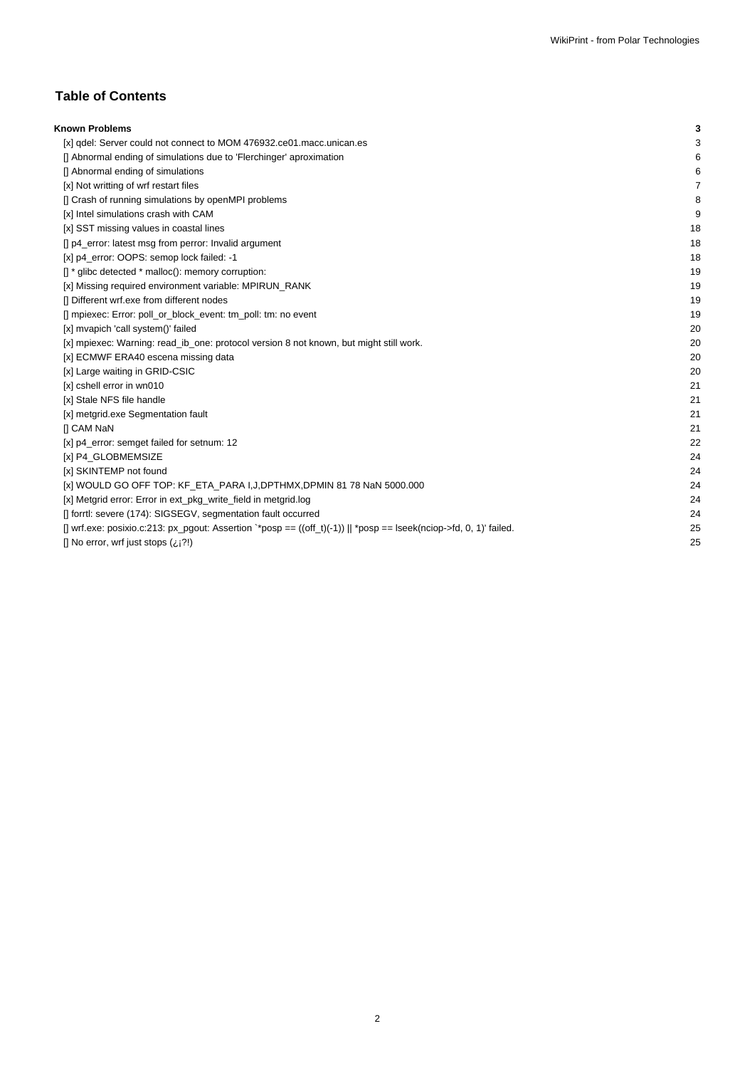## Table of Contents

| | |
|---|---|
| **Known Problems** | **3** |
| [x] qdel: Server could not connect to MOM 476932.ce01.macc.unican.es | 3 |
| [] Abnormal ending of simulations due to 'Flerchinger' aproximation | 6 |
| [] Abnormal ending of simulations | 6 |
| [x] Not writting of wrf restart files | 7 |
| [] Crash of running simulations by openMPI problems | 8 |
| [x] Intel simulations crash with CAM | 9 |
| [x] SST missing values in coastal lines | 18 |
| [] p4_error: latest msg from perror: Invalid argument | 18 |
| [x] p4_error: OOPS: semop lock failed: -1 | 18 |
| [] * glibc detected * malloc(): memory corruption: | 19 |
| [x] Missing required environment variable: MPIRUN_RANK | 19 |
| [] Different wrf.exe from different nodes | 19 |
| [] mpiexec: Error: poll_or_block_event: tm_poll: tm: no event | 19 |
| [x] mvapich 'call system()' failed | 20 |
| [x] mpiexec: Warning: read_ib_one: protocol version 8 not known, but might still work. | 20 |
| [x] ECMWF ERA40 escena missing data | 20 |
| [x] Large waiting in GRID-CSIC | 20 |
| [x] cshell error in wn010 | 21 |
| [x] Stale NFS file handle | 21 |
| [x] metgrid.exe Segmentation fault | 21 |
| [] CAM NaN | 21 |
| [x] p4_error: semget failed for setnum: 12 | 22 |
| [x] P4_GLOBMEMSIZE | 24 |
| [x] SKINTEMP not found | 24 |
| [x] WOULD GO OFF TOP: KF_ETA_PARA I,J,DPTHMX,DPMIN 81 78 NaN 5000.000 | 24 |
| [x] Metgrid error: Error in ext_pkg_write_field in metgrid.log | 24 |
| [] forrtl: severe (174): SIGSEGV, segmentation fault occurred | 24 |
| [] wrf.exe: posixio.c:213: px_pgout: Assertion `*posp == ((off_t)(-1)) \|\| *posp == lseek(nciop->fd, 0, 1)' failed. | 25 |
| [] No error, wrf just stops (¿¡?!) | 25 |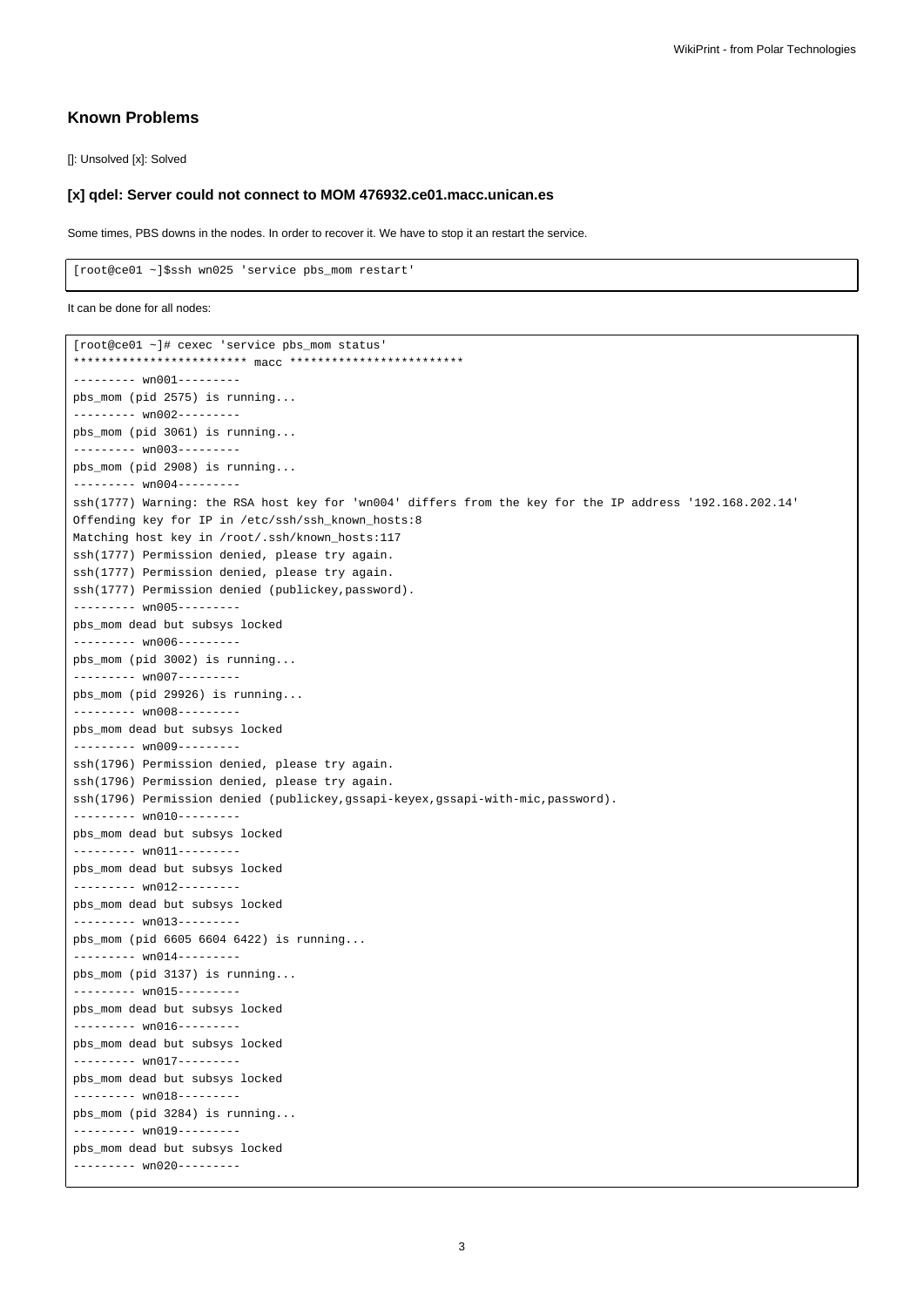## Known Problems

[]: Unsolved [x]: Solved

### [x] qdel: Server could not connect to MOM 476932.ce01.macc.unican.es

Some times, PBS downs in the nodes. In order to recover it. We have to stop it an restart the service.

```
[root@ce01 ~]$ssh wn025 'service pbs_mom restart'
```

It can be done for all nodes:

```
[root@ce01 ~]# cexec 'service pbs_mom status'
************************* macc *************************
--------- wn001---------
pbs_mom (pid 2575) is running...
--------- wn002---------
pbs_mom (pid 3061) is running...
--------- wn003---------
pbs_mom (pid 2908) is running...
--------- wn004---------
ssh(1777) Warning: the RSA host key for 'wn004' differs from the key for the IP address '192.168.202.14'
Offending key for IP in /etc/ssh/ssh_known_hosts:8
Matching host key in /root/.ssh/known_hosts:117
ssh(1777) Permission denied, please try again.
ssh(1777) Permission denied, please try again.
ssh(1777) Permission denied (publickey,password).
--------- wn005---------
pbs_mom dead but subsys locked
--------- wn006---------
pbs_mom (pid 3002) is running...
--------- wn007---------
pbs_mom (pid 29926) is running...
--------- wn008---------
pbs_mom dead but subsys locked
--------- wn009---------
ssh(1796) Permission denied, please try again.
ssh(1796) Permission denied, please try again.
ssh(1796) Permission denied (publickey,gssapi-keyex,gssapi-with-mic,password).
--------- wn010---------
pbs_mom dead but subsys locked
--------- wn011---------
pbs_mom dead but subsys locked
--------- wn012---------
pbs_mom dead but subsys locked
--------- wn013---------
pbs_mom (pid 6605 6604 6422) is running...
--------- wn014---------
pbs_mom (pid 3137) is running...
--------- wn015---------
pbs_mom dead but subsys locked
--------- wn016---------
pbs_mom dead but subsys locked
--------- wn017---------
pbs_mom dead but subsys locked
--------- wn018---------
pbs_mom (pid 3284) is running...
--------- wn019---------
pbs_mom dead but subsys locked
--------- wn020---------
```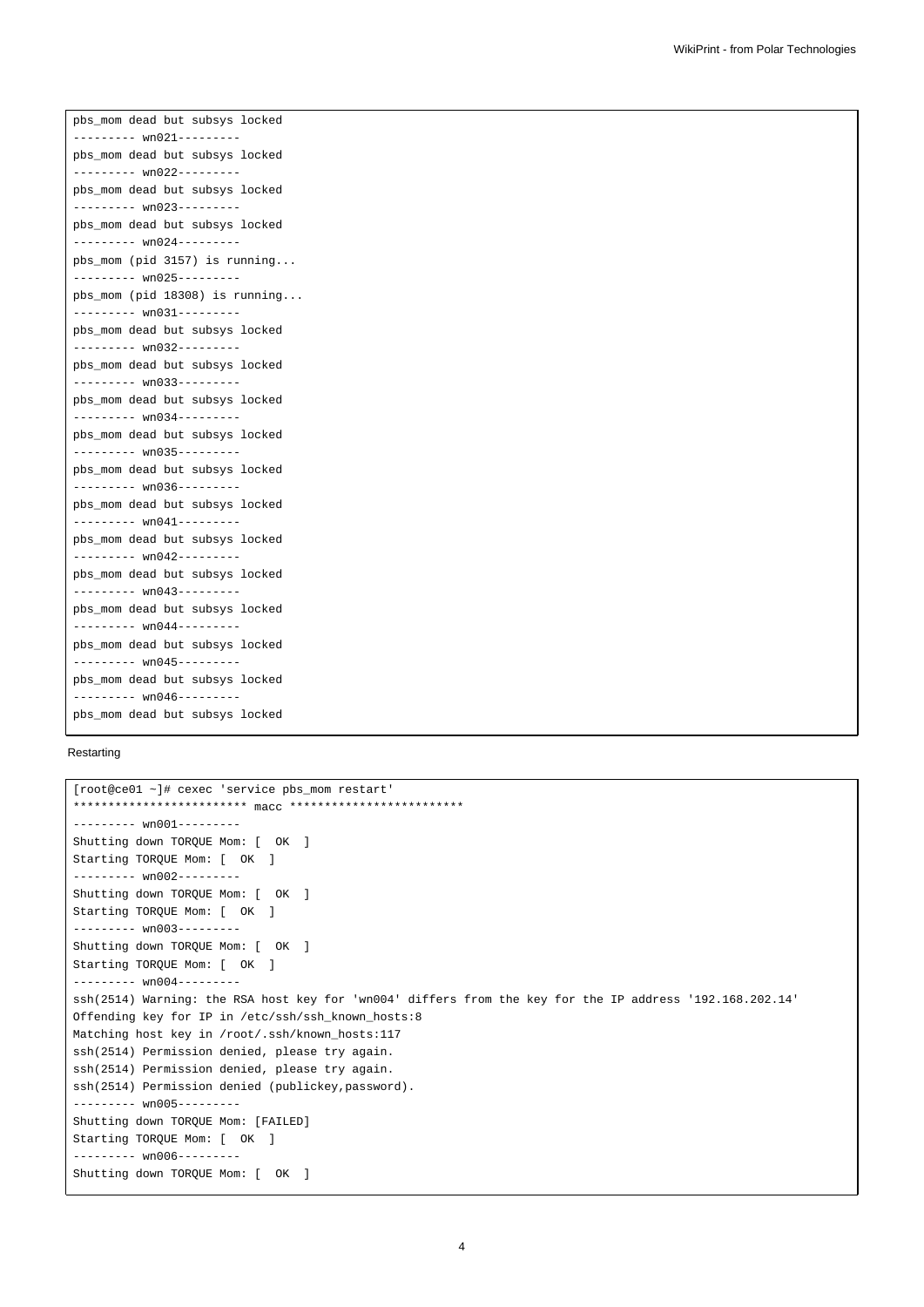```
pbs_mom dead but subsys locked
--------- wn021---------
pbs_mom dead but subsys locked
--------- wn022---------
pbs_mom dead but subsys locked
--------- wn023---------
pbs_mom dead but subsys locked
--------- wn024---------
pbs_mom (pid 3157) is running...
--------- wn025---------
pbs_mom (pid 18308) is running...
--------- wn031---------
pbs_mom dead but subsys locked
--------- wn032---------
pbs_mom dead but subsys locked
--------- wn033---------
pbs_mom dead but subsys locked
--------- wn034---------
pbs_mom dead but subsys locked
--------- wn035---------
pbs_mom dead but subsys locked
--------- wn036---------
pbs_mom dead but subsys locked
--------- wn041---------
pbs_mom dead but subsys locked
--------- wn042---------
pbs_mom dead but subsys locked
--------- wn043---------
pbs_mom dead but subsys locked
--------- wn044---------
pbs_mom dead but subsys locked
--------- wn045---------
pbs_mom dead but subsys locked
--------- wn046---------
pbs_mom dead but subsys locked
```

Restarting

```
[root@ce01 ~]# cexec 'service pbs_mom restart'
************************* macc *************************
--------- wn001---------
Shutting down TORQUE Mom: [  OK  ]
Starting TORQUE Mom: [  OK  ]
--------- wn002---------
Shutting down TORQUE Mom: [  OK  ]
Starting TORQUE Mom: [  OK  ]
--------- wn003---------
Shutting down TORQUE Mom: [  OK  ]
Starting TORQUE Mom: [  OK  ]
--------- wn004---------
ssh(2514) Warning: the RSA host key for 'wn004' differs from the key for the IP address '192.168.202.14'
Offending key for IP in /etc/ssh/ssh_known_hosts:8
Matching host key in /root/.ssh/known_hosts:117
ssh(2514) Permission denied, please try again.
ssh(2514) Permission denied, please try again.
ssh(2514) Permission denied (publickey,password).
--------- wn005---------
Shutting down TORQUE Mom: [FAILED]
Starting TORQUE Mom: [  OK  ]
--------- wn006---------
Shutting down TORQUE Mom: [  OK  ]
```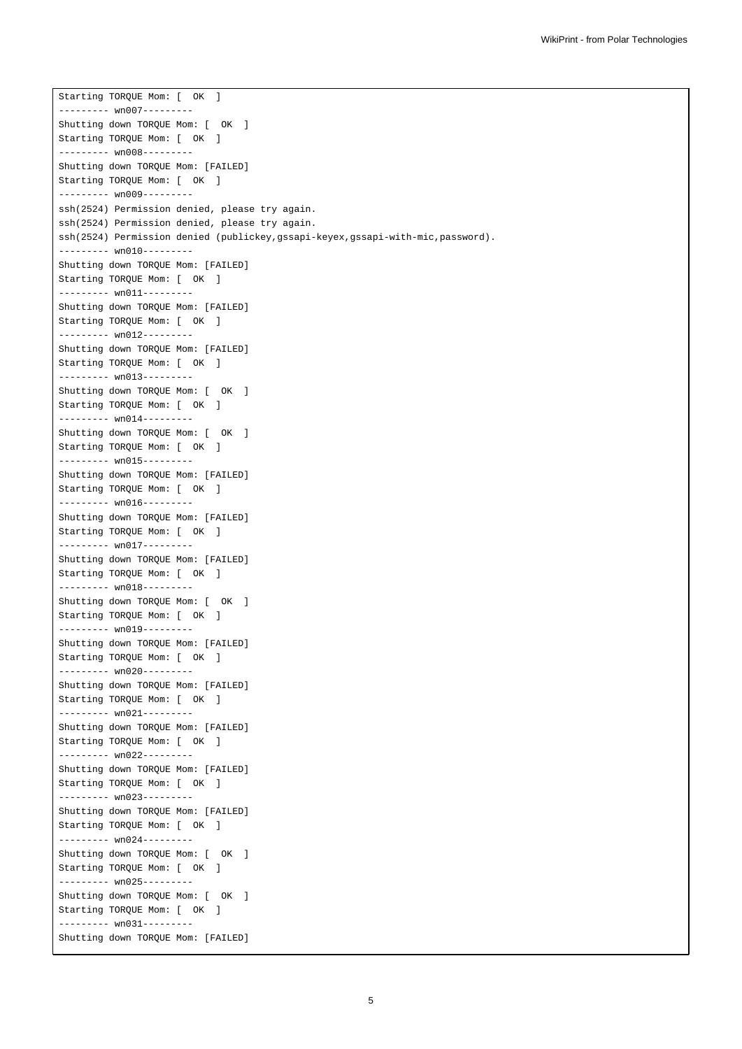```
Starting TORQUE Mom: [  OK  ]
--------- wn007---------
Shutting down TORQUE Mom: [  OK  ]
Starting TORQUE Mom: [  OK  ]
--------- wn008---------
Shutting down TORQUE Mom: [FAILED]
Starting TORQUE Mom: [  OK  ]
--------- wn009---------
ssh(2524) Permission denied, please try again.
ssh(2524) Permission denied, please try again.
ssh(2524) Permission denied (publickey,gssapi-keyex,gssapi-with-mic,password).
--------- wn010---------
Shutting down TORQUE Mom: [FAILED]
Starting TORQUE Mom: [  OK  ]
--------- wn011---------
Shutting down TORQUE Mom: [FAILED]
Starting TORQUE Mom: [  OK  ]
--------- wn012---------
Shutting down TORQUE Mom: [FAILED]
Starting TORQUE Mom: [  OK  ]
--------- wn013---------
Shutting down TORQUE Mom: [  OK  ]
Starting TORQUE Mom: [  OK  ]
--------- wn014---------
Shutting down TORQUE Mom: [  OK  ]
Starting TORQUE Mom: [  OK  ]
--------- wn015---------
Shutting down TORQUE Mom: [FAILED]
Starting TORQUE Mom: [  OK  ]
--------- wn016---------
Shutting down TORQUE Mom: [FAILED]
Starting TORQUE Mom: [  OK  ]
--------- wn017---------
Shutting down TORQUE Mom: [FAILED]
Starting TORQUE Mom: [  OK  ]
--------- wn018---------
Shutting down TORQUE Mom: [  OK  ]
Starting TORQUE Mom: [  OK  ]
--------- wn019---------
Shutting down TORQUE Mom: [FAILED]
Starting TORQUE Mom: [  OK  ]
--------- wn020---------
Shutting down TORQUE Mom: [FAILED]
Starting TORQUE Mom: [  OK  ]
--------- wn021---------
Shutting down TORQUE Mom: [FAILED]
Starting TORQUE Mom: [  OK  ]
--------- wn022---------
Shutting down TORQUE Mom: [FAILED]
Starting TORQUE Mom: [  OK  ]
--------- wn023---------
Shutting down TORQUE Mom: [FAILED]
Starting TORQUE Mom: [  OK  ]
--------- wn024---------
Shutting down TORQUE Mom: [  OK  ]
Starting TORQUE Mom: [  OK  ]
--------- wn025---------
Shutting down TORQUE Mom: [  OK  ]
Starting TORQUE Mom: [  OK  ]
--------- wn031---------
Shutting down TORQUE Mom: [FAILED]
```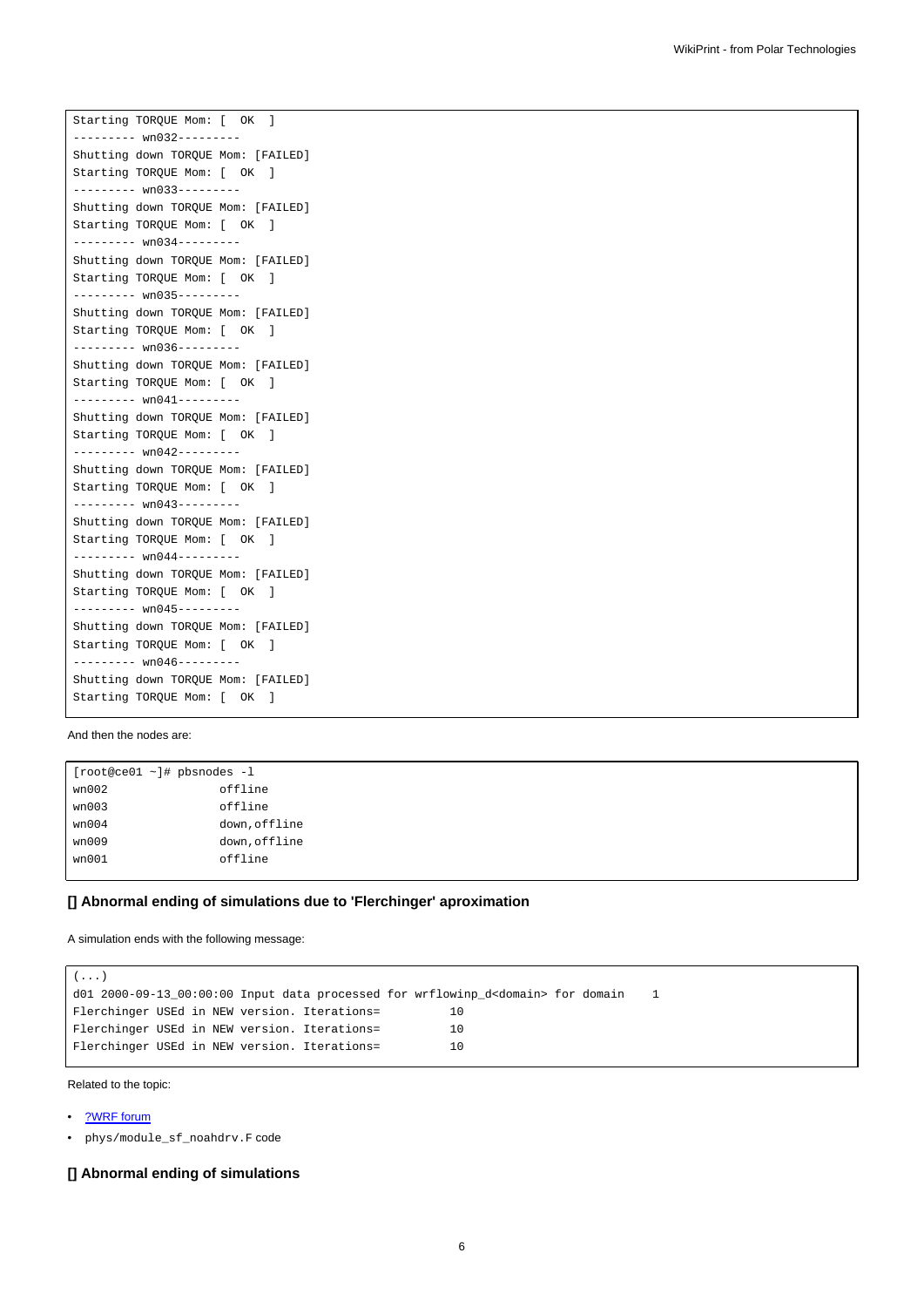```
Starting TORQUE Mom: [  OK  ]
--------- wn032---------
Shutting down TORQUE Mom: [FAILED]
Starting TORQUE Mom: [  OK  ]
--------- wn033---------
Shutting down TORQUE Mom: [FAILED]
Starting TORQUE Mom: [  OK  ]
--------- wn034---------
Shutting down TORQUE Mom: [FAILED]
Starting TORQUE Mom: [  OK  ]
--------- wn035---------
Shutting down TORQUE Mom: [FAILED]
Starting TORQUE Mom: [  OK  ]
--------- wn036---------
Shutting down TORQUE Mom: [FAILED]
Starting TORQUE Mom: [  OK  ]
--------- wn041---------
Shutting down TORQUE Mom: [FAILED]
Starting TORQUE Mom: [  OK  ]
--------- wn042---------
Shutting down TORQUE Mom: [FAILED]
Starting TORQUE Mom: [  OK  ]
--------- wn043---------
Shutting down TORQUE Mom: [FAILED]
Starting TORQUE Mom: [  OK  ]
--------- wn044---------
Shutting down TORQUE Mom: [FAILED]
Starting TORQUE Mom: [  OK  ]
--------- wn045---------
Shutting down TORQUE Mom: [FAILED]
Starting TORQUE Mom: [  OK  ]
--------- wn046---------
Shutting down TORQUE Mom: [FAILED]
Starting TORQUE Mom: [  OK  ]
```

And then the nodes are:

```
[root@ce01 ~]# pbsnodes -l
wn002                offline
wn003                offline
wn004                down,offline
wn009                down,offline
wn001                offline
```

### [] Abnormal ending of simulations due to 'Flerchinger' aproximation

A simulation ends with the following message:

```
(...)
d01 2000-09-13_00:00:00 Input data processed for wrflowinp_d<domain> for domain    1
Flerchinger USEd in NEW version. Iterations=          10
Flerchinger USEd in NEW version. Iterations=          10
Flerchinger USEd in NEW version. Iterations=          10
```

Related to the topic:

- ?WRF forum
- phys/module_sf_noahdrv.F code

### [] Abnormal ending of simulations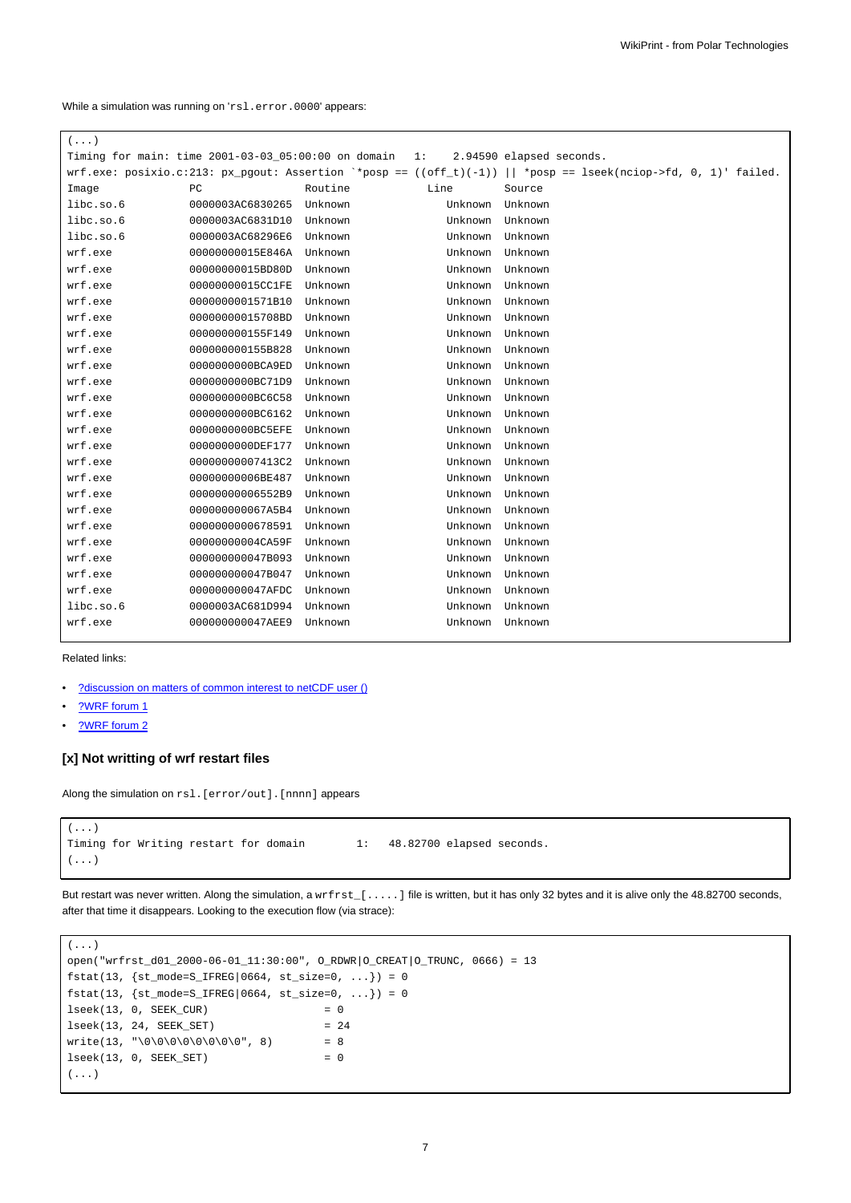While a simulation was running on '`rsl.error.0000`' appears:

```
(...)
Timing for main: time 2001-03-03_05:00:00 on domain   1:    2.94590 elapsed seconds.
wrf.exe: posixio.c:213: px_pgout: Assertion `*posp == ((off_t)(-1)) || *posp == lseek(nciop->fd, 0, 1)' failed.
Image              PC                Routine            Line        Source
libc.so.6          0000003AC6830265  Unknown               Unknown  Unknown
libc.so.6          0000003AC6831D10  Unknown               Unknown  Unknown
libc.so.6          0000003AC68296E6  Unknown               Unknown  Unknown
wrf.exe            00000000015E846A  Unknown               Unknown  Unknown
wrf.exe            00000000015BD80D  Unknown               Unknown  Unknown
wrf.exe            00000000015CC1FE  Unknown               Unknown  Unknown
wrf.exe            0000000001571B10  Unknown               Unknown  Unknown
wrf.exe            00000000015708BD  Unknown               Unknown  Unknown
wrf.exe            000000000155F149  Unknown               Unknown  Unknown
wrf.exe            000000000155B828  Unknown               Unknown  Unknown
wrf.exe            0000000000BCA9ED  Unknown               Unknown  Unknown
wrf.exe            0000000000BC71D9  Unknown               Unknown  Unknown
wrf.exe            0000000000BC6C58  Unknown               Unknown  Unknown
wrf.exe            0000000000BC6162  Unknown               Unknown  Unknown
wrf.exe            0000000000BC5EFE  Unknown               Unknown  Unknown
wrf.exe            0000000000DEF177  Unknown               Unknown  Unknown
wrf.exe            00000000007413C2  Unknown               Unknown  Unknown
wrf.exe            00000000006BE487  Unknown               Unknown  Unknown
wrf.exe            00000000006552B9  Unknown               Unknown  Unknown
wrf.exe            000000000067A5B4  Unknown               Unknown  Unknown
wrf.exe            0000000000678591  Unknown               Unknown  Unknown
wrf.exe            00000000004CA59F  Unknown               Unknown  Unknown
wrf.exe            000000000047B093  Unknown               Unknown  Unknown
wrf.exe            000000000047B047  Unknown               Unknown  Unknown
wrf.exe            000000000047AFDC  Unknown               Unknown  Unknown
libc.so.6          0000003AC681D994  Unknown               Unknown  Unknown
wrf.exe            000000000047AEE9  Unknown               Unknown  Unknown
```

Related links:

- ?discussion on matters of common interest to netCDF user ()
- ?WRF forum 1
- ?WRF forum 2

### [x] Not writting of wrf restart files

Along the simulation on `rsl.[error/out].[nnnn]` appears

```
(...)
Timing for Writing restart for domain        1:   48.82700 elapsed seconds.
(...)
```

But restart was never written. Along the simulation, a `wrfrst_[.....]` file is written, but it has only 32 bytes and it is alive only the 48.82700 seconds, after that time it disappears. Looking to the execution flow (via strace):

```
(...)
open("wrfrst_d01_2000-06-01_11:30:00", O_RDWR|O_CREAT|O_TRUNC, 0666) = 13
fstat(13, {st_mode=S_IFREG|0664, st_size=0, ...}) = 0
fstat(13, {st_mode=S_IFREG|0664, st_size=0, ...}) = 0
lseek(13, 0, SEEK_CUR)                  = 0
lseek(13, 24, SEEK_SET)                 = 24
write(13, "\0\0\0\0\0\0\0\0", 8)        = 8
lseek(13, 0, SEEK_SET)                  = 0
(...)
```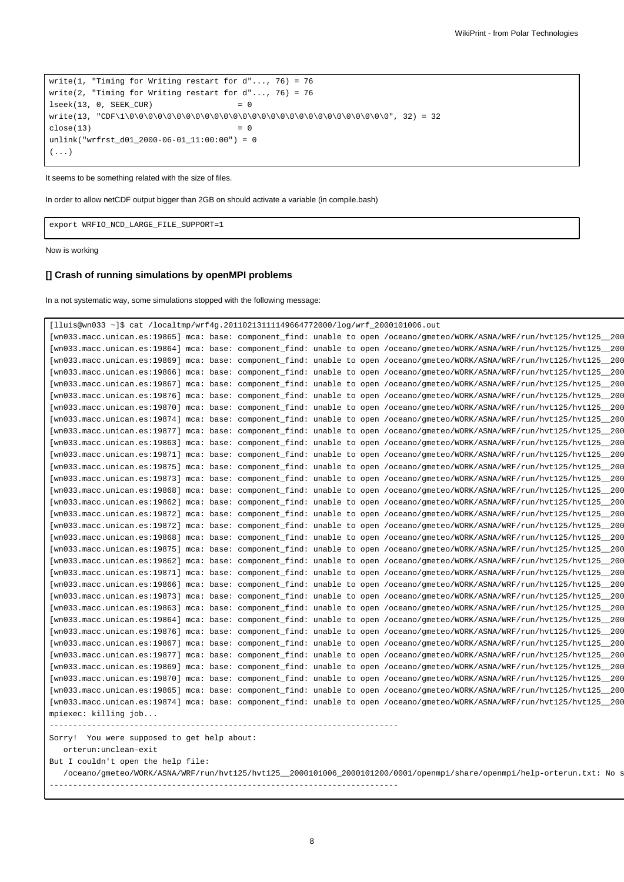```
write(1, "Timing for Writing restart for d"..., 76) = 76
write(2, "Timing for Writing restart for d"..., 76) = 76
lseek(13, 0, SEEK_CUR)                  = 0
write(13, "CDF\1\0\0\0\0\0\0\0\0\0\0\0\0\0\0\0\0\0\0\0\0\0\0\0\0\0\0\0\0", 32) = 32
close(13)                               = 0
unlink("wrfrst_d01_2000-06-01_11:00:00") = 0
(...)
```

It seems to be something related with the size of files.

In order to allow netCDF output bigger than 2GB on should activate a variable (in compile.bash)

```
export WRFIO_NCD_LARGE_FILE_SUPPORT=1
```

Now is working

### [] Crash of running simulations by openMPI problems

In a not systematic way, some simulations stopped with the following message:

```
[lluis@wn033 ~]$ cat /localtmp/wrf4g.20110213111149664772000/log/wrf_2000101006.out
[wn033.macc.unican.es:19865] mca: base: component_find: unable to open /oceano/gmeteo/WORK/ASNA/WRF/run/hvt125/hvt125__200
[wn033.macc.unican.es:19864] mca: base: component_find: unable to open /oceano/gmeteo/WORK/ASNA/WRF/run/hvt125/hvt125__200
[wn033.macc.unican.es:19869] mca: base: component_find: unable to open /oceano/gmeteo/WORK/ASNA/WRF/run/hvt125/hvt125__200
[wn033.macc.unican.es:19866] mca: base: component_find: unable to open /oceano/gmeteo/WORK/ASNA/WRF/run/hvt125/hvt125__200
[wn033.macc.unican.es:19867] mca: base: component_find: unable to open /oceano/gmeteo/WORK/ASNA/WRF/run/hvt125/hvt125__200
[wn033.macc.unican.es:19876] mca: base: component_find: unable to open /oceano/gmeteo/WORK/ASNA/WRF/run/hvt125/hvt125__200
[wn033.macc.unican.es:19870] mca: base: component_find: unable to open /oceano/gmeteo/WORK/ASNA/WRF/run/hvt125/hvt125__200
[wn033.macc.unican.es:19874] mca: base: component_find: unable to open /oceano/gmeteo/WORK/ASNA/WRF/run/hvt125/hvt125__200
[wn033.macc.unican.es:19877] mca: base: component_find: unable to open /oceano/gmeteo/WORK/ASNA/WRF/run/hvt125/hvt125__200
[wn033.macc.unican.es:19863] mca: base: component_find: unable to open /oceano/gmeteo/WORK/ASNA/WRF/run/hvt125/hvt125__200
[wn033.macc.unican.es:19871] mca: base: component_find: unable to open /oceano/gmeteo/WORK/ASNA/WRF/run/hvt125/hvt125__200
[wn033.macc.unican.es:19875] mca: base: component_find: unable to open /oceano/gmeteo/WORK/ASNA/WRF/run/hvt125/hvt125__200
[wn033.macc.unican.es:19873] mca: base: component_find: unable to open /oceano/gmeteo/WORK/ASNA/WRF/run/hvt125/hvt125__200
[wn033.macc.unican.es:19868] mca: base: component_find: unable to open /oceano/gmeteo/WORK/ASNA/WRF/run/hvt125/hvt125__200
[wn033.macc.unican.es:19862] mca: base: component_find: unable to open /oceano/gmeteo/WORK/ASNA/WRF/run/hvt125/hvt125__200
[wn033.macc.unican.es:19872] mca: base: component_find: unable to open /oceano/gmeteo/WORK/ASNA/WRF/run/hvt125/hvt125__200
[wn033.macc.unican.es:19872] mca: base: component_find: unable to open /oceano/gmeteo/WORK/ASNA/WRF/run/hvt125/hvt125__200
[wn033.macc.unican.es:19868] mca: base: component_find: unable to open /oceano/gmeteo/WORK/ASNA/WRF/run/hvt125/hvt125__200
[wn033.macc.unican.es:19875] mca: base: component_find: unable to open /oceano/gmeteo/WORK/ASNA/WRF/run/hvt125/hvt125__200
[wn033.macc.unican.es:19862] mca: base: component_find: unable to open /oceano/gmeteo/WORK/ASNA/WRF/run/hvt125/hvt125__200
[wn033.macc.unican.es:19871] mca: base: component_find: unable to open /oceano/gmeteo/WORK/ASNA/WRF/run/hvt125/hvt125__200
[wn033.macc.unican.es:19866] mca: base: component_find: unable to open /oceano/gmeteo/WORK/ASNA/WRF/run/hvt125/hvt125__200
[wn033.macc.unican.es:19873] mca: base: component_find: unable to open /oceano/gmeteo/WORK/ASNA/WRF/run/hvt125/hvt125__200
[wn033.macc.unican.es:19863] mca: base: component_find: unable to open /oceano/gmeteo/WORK/ASNA/WRF/run/hvt125/hvt125__200
[wn033.macc.unican.es:19864] mca: base: component_find: unable to open /oceano/gmeteo/WORK/ASNA/WRF/run/hvt125/hvt125__200
[wn033.macc.unican.es:19876] mca: base: component_find: unable to open /oceano/gmeteo/WORK/ASNA/WRF/run/hvt125/hvt125__200
[wn033.macc.unican.es:19867] mca: base: component_find: unable to open /oceano/gmeteo/WORK/ASNA/WRF/run/hvt125/hvt125__200
[wn033.macc.unican.es:19877] mca: base: component_find: unable to open /oceano/gmeteo/WORK/ASNA/WRF/run/hvt125/hvt125__200
[wn033.macc.unican.es:19869] mca: base: component_find: unable to open /oceano/gmeteo/WORK/ASNA/WRF/run/hvt125/hvt125__200
[wn033.macc.unican.es:19870] mca: base: component_find: unable to open /oceano/gmeteo/WORK/ASNA/WRF/run/hvt125/hvt125__200
[wn033.macc.unican.es:19865] mca: base: component_find: unable to open /oceano/gmeteo/WORK/ASNA/WRF/run/hvt125/hvt125__200
[wn033.macc.unican.es:19874] mca: base: component_find: unable to open /oceano/gmeteo/WORK/ASNA/WRF/run/hvt125/hvt125__200
mpiexec: killing job...
--------------------------------------------------------------------------
Sorry!  You were supposed to get help about:
    orterun:unclean-exit
But I couldn't open the help file:
    /oceano/gmeteo/WORK/ASNA/WRF/run/hvt125/hvt125__2000101006_2000101200/0001/openmpi/share/openmpi/help-orterun.txt: No s
--------------------------------------------------------------------------
```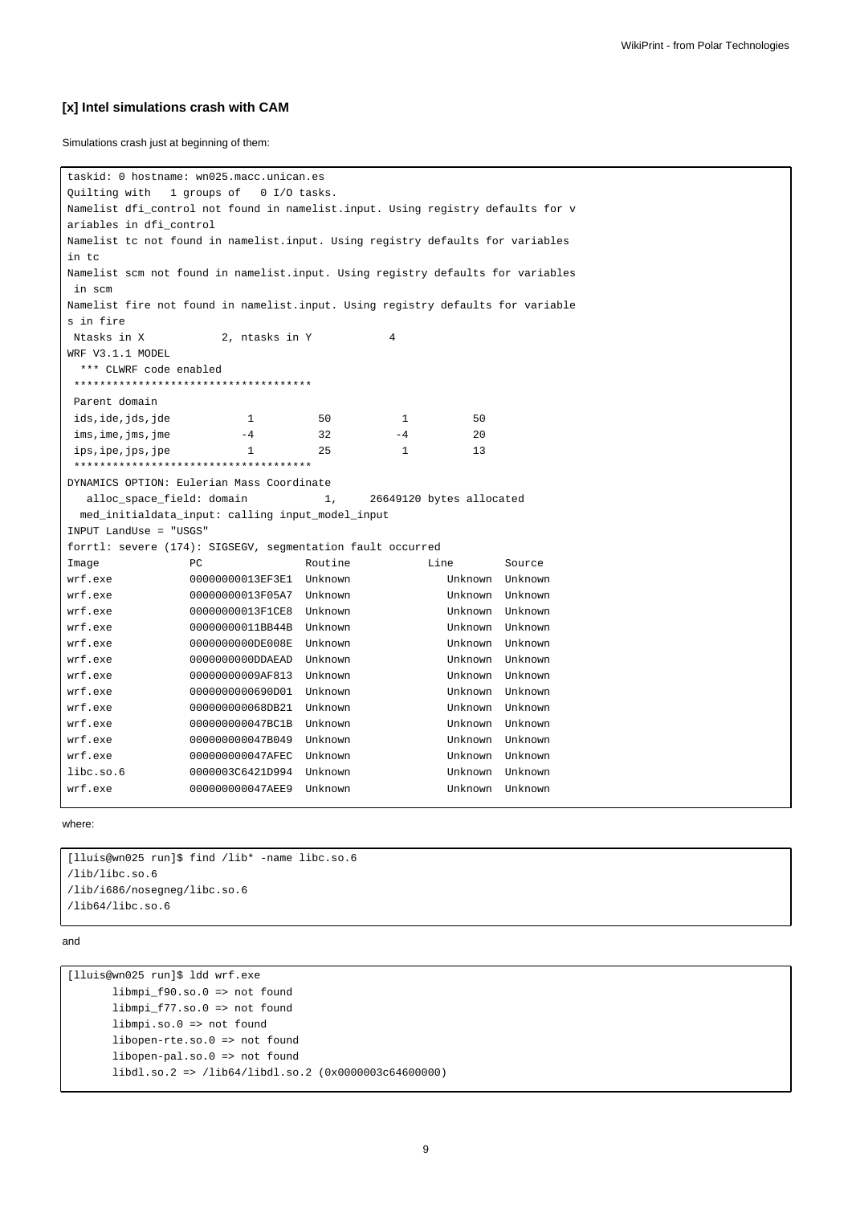### [x] Intel simulations crash with CAM

Simulations crash just at beginning of them:

```
taskid: 0 hostname: wn025.macc.unican.es
Quilting with   1 groups of   0 I/O tasks.
Namelist dfi_control not found in namelist.input. Using registry defaults for v
ariables in dfi_control
Namelist tc not found in namelist.input. Using registry defaults for variables
in tc
Namelist scm not found in namelist.input. Using registry defaults for variables
 in scm
Namelist fire not found in namelist.input. Using registry defaults for variable
s in fire
 Ntasks in X            2, ntasks in Y            4
WRF V3.1.1 MODEL
  *** CLWRF code enabled
 *************************************
 Parent domain
 ids,ide,jds,jde            1          50           1          50
 ims,ime,jms,jme           -4          32          -4          20
 ips,ipe,jps,jpe            1          25           1          13
 *************************************
DYNAMICS OPTION: Eulerian Mass Coordinate
   alloc_space_field: domain            1,     26649120 bytes allocated
  med_initialdata_input: calling input_model_input
INPUT LandUse = "USGS"
forrtl: severe (174): SIGSEGV, segmentation fault occurred
Image              PC                Routine            Line        Source
wrf.exe            00000000013EF3E1  Unknown               Unknown  Unknown
wrf.exe            00000000013F05A7  Unknown               Unknown  Unknown
wrf.exe            00000000013F1CE8  Unknown               Unknown  Unknown
wrf.exe            00000000011BB44B  Unknown               Unknown  Unknown
wrf.exe            0000000000DE008E  Unknown               Unknown  Unknown
wrf.exe            0000000000DDAEAD  Unknown               Unknown  Unknown
wrf.exe            00000000009AF813  Unknown               Unknown  Unknown
wrf.exe            0000000000690D01  Unknown               Unknown  Unknown
wrf.exe            000000000068DB21  Unknown               Unknown  Unknown
wrf.exe            000000000047BC1B  Unknown               Unknown  Unknown
wrf.exe            000000000047B049  Unknown               Unknown  Unknown
wrf.exe            000000000047AFEC  Unknown               Unknown  Unknown
libc.so.6          0000003C6421D994  Unknown               Unknown  Unknown
wrf.exe            000000000047AEE9  Unknown               Unknown  Unknown
```

where:

```
[lluis@wn025 run]$ find /lib* -name libc.so.6
/lib/libc.so.6
/lib/i686/nosegneg/libc.so.6
/lib64/libc.so.6
```

and

```
[lluis@wn025 run]$ ldd wrf.exe
        libmpi_f90.so.0 => not found
        libmpi_f77.so.0 => not found
        libmpi.so.0 => not found
        libopen-rte.so.0 => not found
        libopen-pal.so.0 => not found
        libdl.so.2 => /lib64/libdl.so.2 (0x0000003c64600000)
```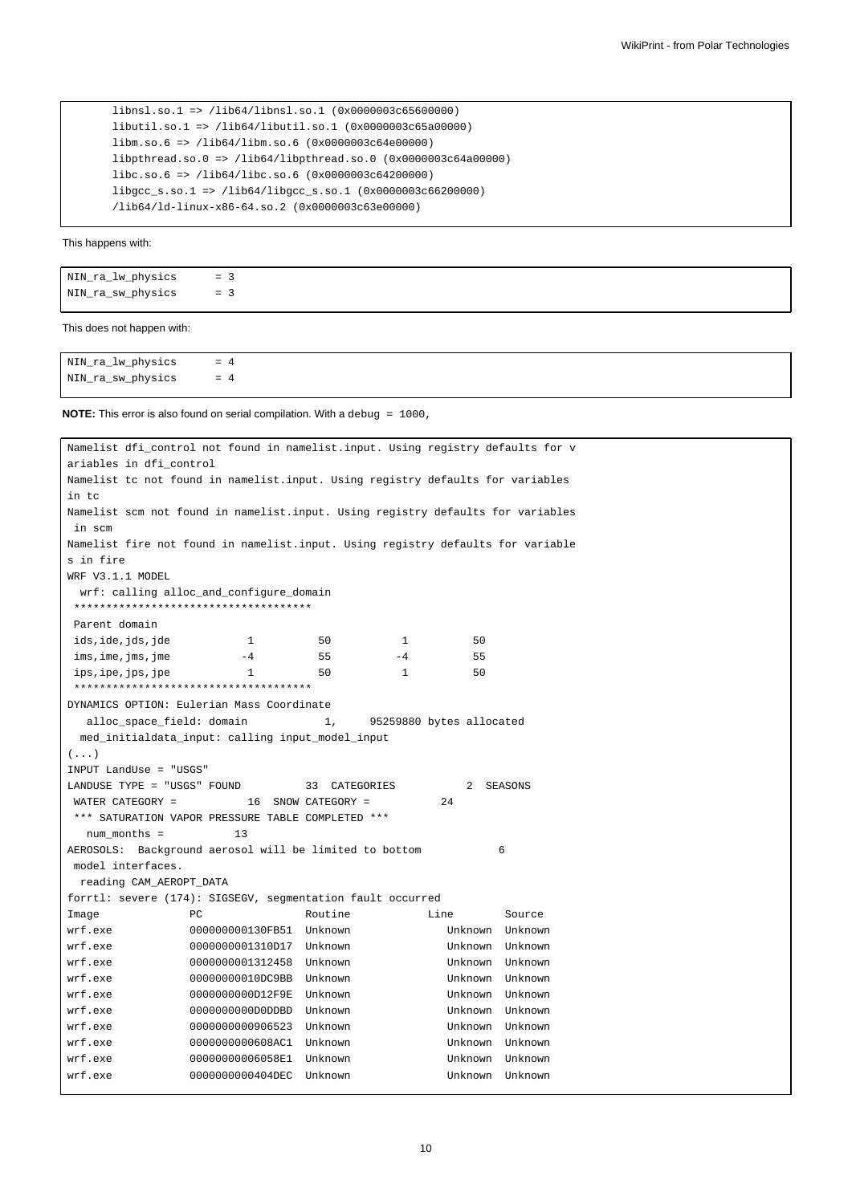```
       libnsl.so.1 => /lib64/libnsl.so.1 (0x0000003c65600000)
       libutil.so.1 => /lib64/libutil.so.1 (0x0000003c65a00000)
       libm.so.6 => /lib64/libm.so.6 (0x0000003c64e00000)
       libpthread.so.0 => /lib64/libpthread.so.0 (0x0000003c64a00000)
       libc.so.6 => /lib64/libc.so.6 (0x0000003c64200000)
       libgcc_s.so.1 => /lib64/libgcc_s.so.1 (0x0000003c66200000)
       /lib64/ld-linux-x86-64.so.2 (0x0000003c63e00000)
```

This happens with:

```
NIN_ra_lw_physics      = 3
NIN_ra_sw_physics      = 3
```

This does not happen with:

```
NIN_ra_lw_physics      = 4
NIN_ra_sw_physics      = 4
```

**NOTE:** This error is also found on serial compilation. With a `debug = 1000`,

```
Namelist dfi_control not found in namelist.input. Using registry defaults for v
ariables in dfi_control
Namelist tc not found in namelist.input. Using registry defaults for variables
in tc
Namelist scm not found in namelist.input. Using registry defaults for variables
 in scm
Namelist fire not found in namelist.input. Using registry defaults for variable
s in fire
WRF V3.1.1 MODEL
  wrf: calling alloc_and_configure_domain
 *************************************
 Parent domain
 ids,ide,jds,jde            1          50           1          50
 ims,ime,jms,jme           -4          55          -4          55
 ips,ipe,jps,jpe            1          50           1          50
 *************************************
DYNAMICS OPTION: Eulerian Mass Coordinate
   alloc_space_field: domain            1,     95259880 bytes allocated
  med_initialdata_input: calling input_model_input
(...)
INPUT LandUse = "USGS"
LANDUSE TYPE = "USGS" FOUND          33  CATEGORIES           2  SEASONS
 WATER CATEGORY =           16  SNOW CATEGORY =           24
 *** SATURATION VAPOR PRESSURE TABLE COMPLETED ***
   num_months =           13
AEROSOLS:  Background aerosol will be limited to bottom            6
 model interfaces.
  reading CAM_AEROPT_DATA
forrtl: severe (174): SIGSEGV, segmentation fault occurred
Image              PC                Routine            Line        Source
wrf.exe            000000000130FB51  Unknown               Unknown  Unknown
wrf.exe            0000000001310D17  Unknown               Unknown  Unknown
wrf.exe            0000000001312458  Unknown               Unknown  Unknown
wrf.exe            00000000010DC9BB  Unknown               Unknown  Unknown
wrf.exe            0000000000D12F9E  Unknown               Unknown  Unknown
wrf.exe            0000000000D0DDBD  Unknown               Unknown  Unknown
wrf.exe            0000000000906523  Unknown               Unknown  Unknown
wrf.exe            0000000000608AC1  Unknown               Unknown  Unknown
wrf.exe            00000000006058E1  Unknown               Unknown  Unknown
wrf.exe            0000000000404DEC  Unknown               Unknown  Unknown
```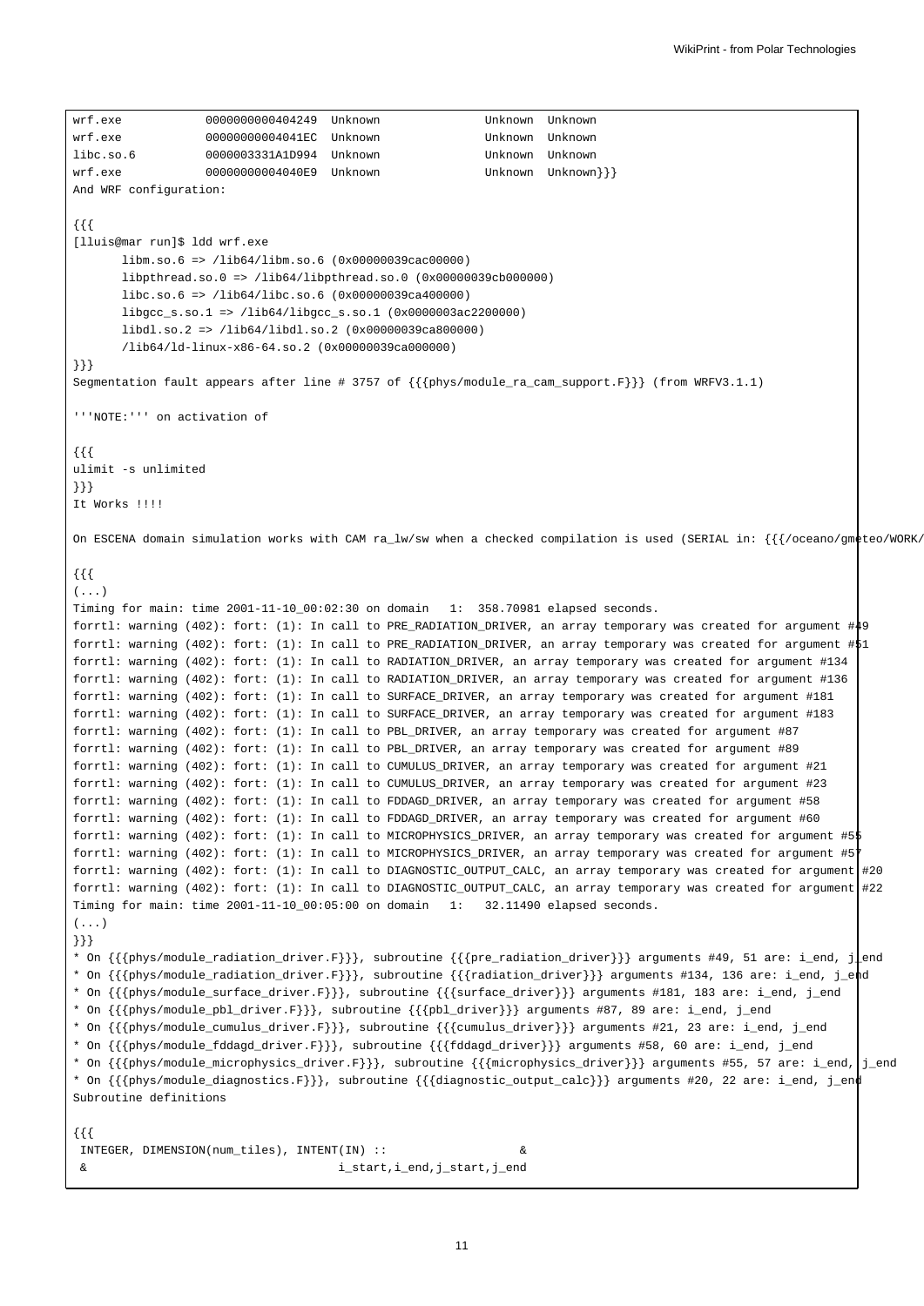```
wrf.exe            0000000000404249  Unknown               Unknown  Unknown
wrf.exe            00000000004041EC  Unknown               Unknown  Unknown
libc.so.6          0000003331A1D994  Unknown               Unknown  Unknown
wrf.exe            00000000004040E9  Unknown               Unknown  Unknown}}}
And WRF configuration:

{{{
[lluis@mar run]$ ldd wrf.exe
        libm.so.6 => /lib64/libm.so.6 (0x00000039cac00000)
        libpthread.so.0 => /lib64/libpthread.so.0 (0x00000039cb000000)
        libc.so.6 => /lib64/libc.so.6 (0x00000039ca400000)
        libgcc_s.so.1 => /lib64/libgcc_s.so.1 (0x0000003ac2200000)
        libdl.so.2 => /lib64/libdl.so.2 (0x00000039ca800000)
        /lib64/ld-linux-x86-64.so.2 (0x00000039ca000000)
}}}
Segmentation fault appears after line # 3757 of {{{phys/module_ra_cam_support.F}}} (from WRFV3.1.1)

'''NOTE:''' on activation of

{{{
ulimit -s unlimited
}}}
It Works !!!!

On ESCENA domain simulation works with CAM ra_lw/sw when a checked compilation is used (SERIAL in: {{{/oceano/gmeteo/WORK/

{{{
(...)
Timing for main: time 2001-11-10_00:02:30 on domain   1:  358.70981 elapsed seconds.
forrtl: warning (402): fort: (1): In call to PRE_RADIATION_DRIVER, an array temporary was created for argument #49
forrtl: warning (402): fort: (1): In call to PRE_RADIATION_DRIVER, an array temporary was created for argument #51
forrtl: warning (402): fort: (1): In call to RADIATION_DRIVER, an array temporary was created for argument #134
forrtl: warning (402): fort: (1): In call to RADIATION_DRIVER, an array temporary was created for argument #136
forrtl: warning (402): fort: (1): In call to SURFACE_DRIVER, an array temporary was created for argument #181
forrtl: warning (402): fort: (1): In call to SURFACE_DRIVER, an array temporary was created for argument #183
forrtl: warning (402): fort: (1): In call to PBL_DRIVER, an array temporary was created for argument #87
forrtl: warning (402): fort: (1): In call to PBL_DRIVER, an array temporary was created for argument #89
forrtl: warning (402): fort: (1): In call to CUMULUS_DRIVER, an array temporary was created for argument #21
forrtl: warning (402): fort: (1): In call to CUMULUS_DRIVER, an array temporary was created for argument #23
forrtl: warning (402): fort: (1): In call to FDDAGD_DRIVER, an array temporary was created for argument #58
forrtl: warning (402): fort: (1): In call to FDDAGD_DRIVER, an array temporary was created for argument #60
forrtl: warning (402): fort: (1): In call to MICROPHYSICS_DRIVER, an array temporary was created for argument #55
forrtl: warning (402): fort: (1): In call to MICROPHYSICS_DRIVER, an array temporary was created for argument #57
forrtl: warning (402): fort: (1): In call to DIAGNOSTIC_OUTPUT_CALC, an array temporary was created for argument #20
forrtl: warning (402): fort: (1): In call to DIAGNOSTIC_OUTPUT_CALC, an array temporary was created for argument #22
Timing for main: time 2001-11-10_00:05:00 on domain   1:   32.11490 elapsed seconds.
(...)
}}}
* On {{{phys/module_radiation_driver.F}}}, subroutine {{{pre_radiation_driver}}} arguments #49, 51 are: i_end, j_end
* On {{{phys/module_radiation_driver.F}}}, subroutine {{{radiation_driver}}} arguments #134, 136 are: i_end, j_end
* On {{{phys/module_surface_driver.F}}}, subroutine {{{surface_driver}}} arguments #181, 183 are: i_end, j_end
* On {{{phys/module_pbl_driver.F}}}, subroutine {{{pbl_driver}}} arguments #87, 89 are: i_end, j_end
* On {{{phys/module_cumulus_driver.F}}}, subroutine {{{cumulus_driver}}} arguments #21, 23 are: i_end, j_end
* On {{{phys/module_fddagd_driver.F}}}, subroutine {{{fddagd_driver}}} arguments #58, 60 are: i_end, j_end
* On {{{phys/module_microphysics_driver.F}}}, subroutine {{{microphysics_driver}}} arguments #55, 57 are: i_end, j_end
* On {{{phys/module_diagnostics.F}}}, subroutine {{{diagnostic_output_calc}}} arguments #20, 22 are: i_end, j_end
Subroutine definitions

{{{
 INTEGER, DIMENSION(num_tiles), INTENT(IN) ::                   &
 &                                     i_start,i_end,j_start,j_end
```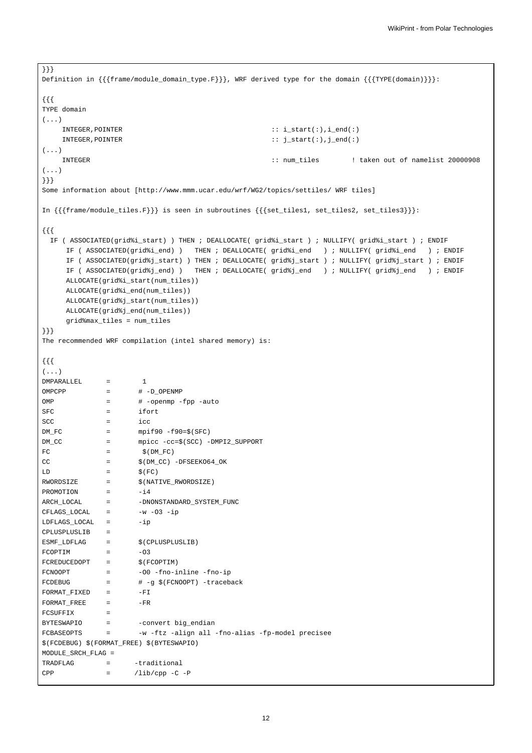```
}}}
Definition in {{{frame/module_domain_type.F}}}, WRF derived type for the domain {{{TYPE(domain)}}}:

{{{
TYPE domain
(...)
     INTEGER,POINTER                                    :: i_start(:),i_end(:)
     INTEGER,POINTER                                    :: j_start(:),j_end(:)
(...)
     INTEGER                                            :: num_tiles        ! taken out of namelist 20000908
(...)
}}}
Some information about [http://www.mmm.ucar.edu/wrf/WG2/topics/settiles/ WRF tiles]

In {{{frame/module_tiles.F}}} is seen in subroutines {{{set_tiles1, set_tiles2, set_tiles3}}}:

{{{
  IF ( ASSOCIATED(grid%i_start) ) THEN ; DEALLOCATE( grid%i_start ) ; NULLIFY( grid%i_start ) ; ENDIF
      IF ( ASSOCIATED(grid%i_end) )   THEN ; DEALLOCATE( grid%i_end   ) ; NULLIFY( grid%i_end   ) ; ENDIF
      IF ( ASSOCIATED(grid%j_start) ) THEN ; DEALLOCATE( grid%j_start ) ; NULLIFY( grid%j_start ) ; ENDIF
      IF ( ASSOCIATED(grid%j_end) )   THEN ; DEALLOCATE( grid%j_end   ) ; NULLIFY( grid%j_end   ) ; ENDIF
      ALLOCATE(grid%i_start(num_tiles))
      ALLOCATE(grid%i_end(num_tiles))
      ALLOCATE(grid%j_start(num_tiles))
      ALLOCATE(grid%j_end(num_tiles))
      grid%max_tiles = num_tiles
}}}
The recommended WRF compilation (intel shared memory) is:

{{{
(...)
DMPARALLEL      =        1
OMPCPP          =       # -D_OPENMP
OMP             =       # -openmp -fpp -auto
SFC             =       ifort
SCC             =       icc
DM_FC           =       mpif90 -f90=$(SFC)
DM_CC           =       mpicc -cc=$(SCC) -DMPI2_SUPPORT
FC              =        $(DM_FC)
CC              =       $(DM_CC) -DFSEEKO64_OK
LD              =       $(FC)
RWORDSIZE       =       $(NATIVE_RWORDSIZE)
PROMOTION       =       -i4
ARCH_LOCAL      =       -DNONSTANDARD_SYSTEM_FUNC
CFLAGS_LOCAL    =       -w -O3 -ip
LDFLAGS_LOCAL   =       -ip
CPLUSPLUSLIB    =
ESMF_LDFLAG     =       $(CPLUSPLUSLIB)
FCOPTIM         =       -O3
FCREDUCEDOPT    =       $(FCOPTIM)
FCNOOPT         =       -O0 -fno-inline -fno-ip
FCDEBUG         =       # -g $(FCNOOPT) -traceback
FORMAT_FIXED    =       -FI
FORMAT_FREE     =       -FR
FCSUFFIX        =
BYTESWAPIO      =       -convert big_endian
FCBASEOPTS      =       -w -ftz -align all -fno-alias -fp-model precisee
$(FCDEBUG) $(FORMAT_FREE) $(BYTESWAPIO)
MODULE_SRCH_FLAG =
TRADFLAG        =      -traditional
CPP             =      /lib/cpp -C -P
```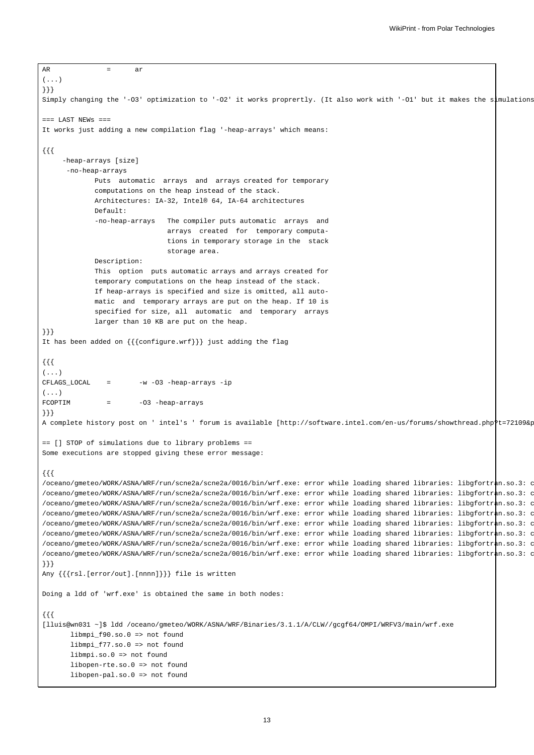```
AR              =      ar
(...)
}}}
```

Simply changing the '-O3' optimization to '-O2' it works proprertly. (It also work with '-O1' but it makes the simulations

=== LAST NEWs ===

It works just adding a new compilation flag '-heap-arrays' which means:

```
{{{
     -heap-arrays [size]
      -no-heap-arrays
             Puts  automatic  arrays  and  arrays created for temporary
             computations on the heap instead of the stack.
             Architectures: IA-32, Intel® 64, IA-64 architectures
             Default:
             -no-heap-arrays   The compiler puts automatic  arrays  and
                               arrays  created  for  temporary computa-
                               tions in temporary storage in the  stack
                               storage area.
             Description:
             This  option  puts automatic arrays and arrays created for
             temporary computations on the heap instead of the stack.
             If heap-arrays is specified and size is omitted, all auto-
             matic  and  temporary arrays are put on the heap. If 10 is
             specified for size, all  automatic  and  temporary  arrays
             larger than 10 KB are put on the heap.
}}}
```

It has been added on {{{configure.wrf}}} just adding the flag

```
{{{
(...)
CFLAGS_LOCAL    =       -w -O3 -heap-arrays -ip
(...)
FCOPTIM         =       -O3 -heap-arrays
}}}
```

A complete history post on ' intel's ' forum is available [http://software.intel.com/en-us/forums/showthread.php?t=72109&p

== [] STOP of simulations due to library problems ==

Some executions are stopped giving these error message:

```
{{{
/oceano/gmeteo/WORK/ASNA/WRF/run/scne2a/scne2a/0016/bin/wrf.exe: error while loading shared libraries: libgfortran.so.3: c
/oceano/gmeteo/WORK/ASNA/WRF/run/scne2a/scne2a/0016/bin/wrf.exe: error while loading shared libraries: libgfortran.so.3: c
/oceano/gmeteo/WORK/ASNA/WRF/run/scne2a/scne2a/0016/bin/wrf.exe: error while loading shared libraries: libgfortran.so.3: c
/oceano/gmeteo/WORK/ASNA/WRF/run/scne2a/scne2a/0016/bin/wrf.exe: error while loading shared libraries: libgfortran.so.3: c
/oceano/gmeteo/WORK/ASNA/WRF/run/scne2a/scne2a/0016/bin/wrf.exe: error while loading shared libraries: libgfortran.so.3: c
/oceano/gmeteo/WORK/ASNA/WRF/run/scne2a/scne2a/0016/bin/wrf.exe: error while loading shared libraries: libgfortran.so.3: c
/oceano/gmeteo/WORK/ASNA/WRF/run/scne2a/scne2a/0016/bin/wrf.exe: error while loading shared libraries: libgfortran.so.3: c
/oceano/gmeteo/WORK/ASNA/WRF/run/scne2a/scne2a/0016/bin/wrf.exe: error while loading shared libraries: libgfortran.so.3: c
}}}
```

Any {{{rsl.[error/out].[nnnn]}}} file is written

Doing a ldd of 'wrf.exe' is obtained the same in both nodes:

```
{{{
[lluis@wn031 ~]$ ldd /oceano/gmeteo/WORK/ASNA/WRF/Binaries/3.1.1/A/CLW//gcgf64/OMPI/WRFV3/main/wrf.exe
        libmpi_f90.so.0 => not found
        libmpi_f77.so.0 => not found
        libmpi.so.0 => not found
        libopen-rte.so.0 => not found
        libopen-pal.so.0 => not found
```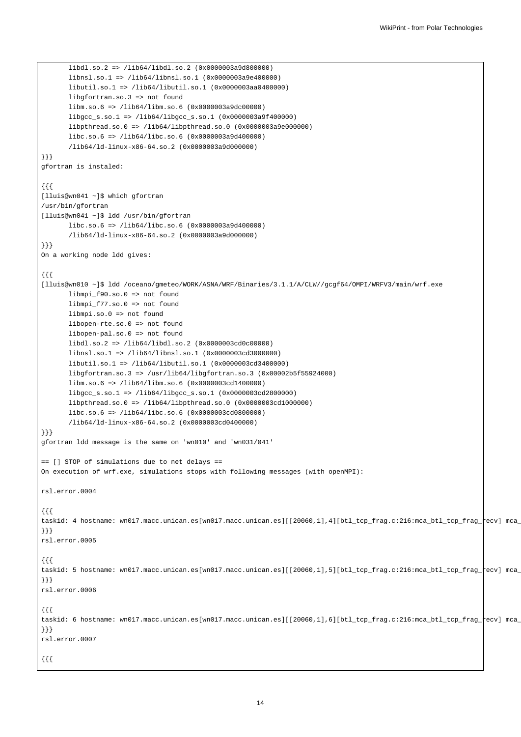```
        libdl.so.2 => /lib64/libdl.so.2 (0x0000003a9d800000)
        libnsl.so.1 => /lib64/libnsl.so.1 (0x0000003a9e400000)
        libutil.so.1 => /lib64/libutil.so.1 (0x0000003aa0400000)
        libgfortran.so.3 => not found
        libm.so.6 => /lib64/libm.so.6 (0x0000003a9dc00000)
        libgcc_s.so.1 => /lib64/libgcc_s.so.1 (0x0000003a9f400000)
        libpthread.so.0 => /lib64/libpthread.so.0 (0x0000003a9e000000)
        libc.so.6 => /lib64/libc.so.6 (0x0000003a9d400000)
        /lib64/ld-linux-x86-64.so.2 (0x0000003a9d000000)
}}}
gfortran is instaled:

{{{
[lluis@wn041 ~]$ which gfortran
/usr/bin/gfortran
[lluis@wn041 ~]$ ldd /usr/bin/gfortran
        libc.so.6 => /lib64/libc.so.6 (0x0000003a9d400000)
        /lib64/ld-linux-x86-64.so.2 (0x0000003a9d000000)
}}}
On a working node ldd gives:

{{{
[lluis@wn010 ~]$ ldd /oceano/gmeteo/WORK/ASNA/WRF/Binaries/3.1.1/A/CLW//gcgf64/OMPI/WRFV3/main/wrf.exe
        libmpi_f90.so.0 => not found
        libmpi_f77.so.0 => not found
        libmpi.so.0 => not found
        libopen-rte.so.0 => not found
        libopen-pal.so.0 => not found
        libdl.so.2 => /lib64/libdl.so.2 (0x0000003cd0c00000)
        libnsl.so.1 => /lib64/libnsl.so.1 (0x0000003cd3000000)
        libutil.so.1 => /lib64/libutil.so.1 (0x0000003cd3400000)
        libgfortran.so.3 => /usr/lib64/libgfortran.so.3 (0x00002b5f55924000)
        libm.so.6 => /lib64/libm.so.6 (0x0000003cd1400000)
        libgcc_s.so.1 => /lib64/libgcc_s.so.1 (0x0000003cd2800000)
        libpthread.so.0 => /lib64/libpthread.so.0 (0x0000003cd1000000)
        libc.so.6 => /lib64/libc.so.6 (0x0000003cd0800000)
        /lib64/ld-linux-x86-64.so.2 (0x0000003cd0400000)
}}}
gfortran ldd message is the same on 'wn010' and 'wn031/041'

== [] STOP of simulations due to net delays ==
On execution of wrf.exe, simulations stops with following messages (with openMPI):

rsl.error.0004

{{{
taskid: 4 hostname: wn017.macc.unican.es[wn017.macc.unican.es][[20060,1],4][btl_tcp_frag.c:216:mca_btl_tcp_frag_recv] mca_
}}}
rsl.error.0005

{{{
taskid: 5 hostname: wn017.macc.unican.es[wn017.macc.unican.es][[20060,1],5][btl_tcp_frag.c:216:mca_btl_tcp_frag_recv] mca_
}}}
rsl.error.0006

{{{
taskid: 6 hostname: wn017.macc.unican.es[wn017.macc.unican.es][[20060,1],6][btl_tcp_frag.c:216:mca_btl_tcp_frag_recv] mca_
}}}
rsl.error.0007

{{{
```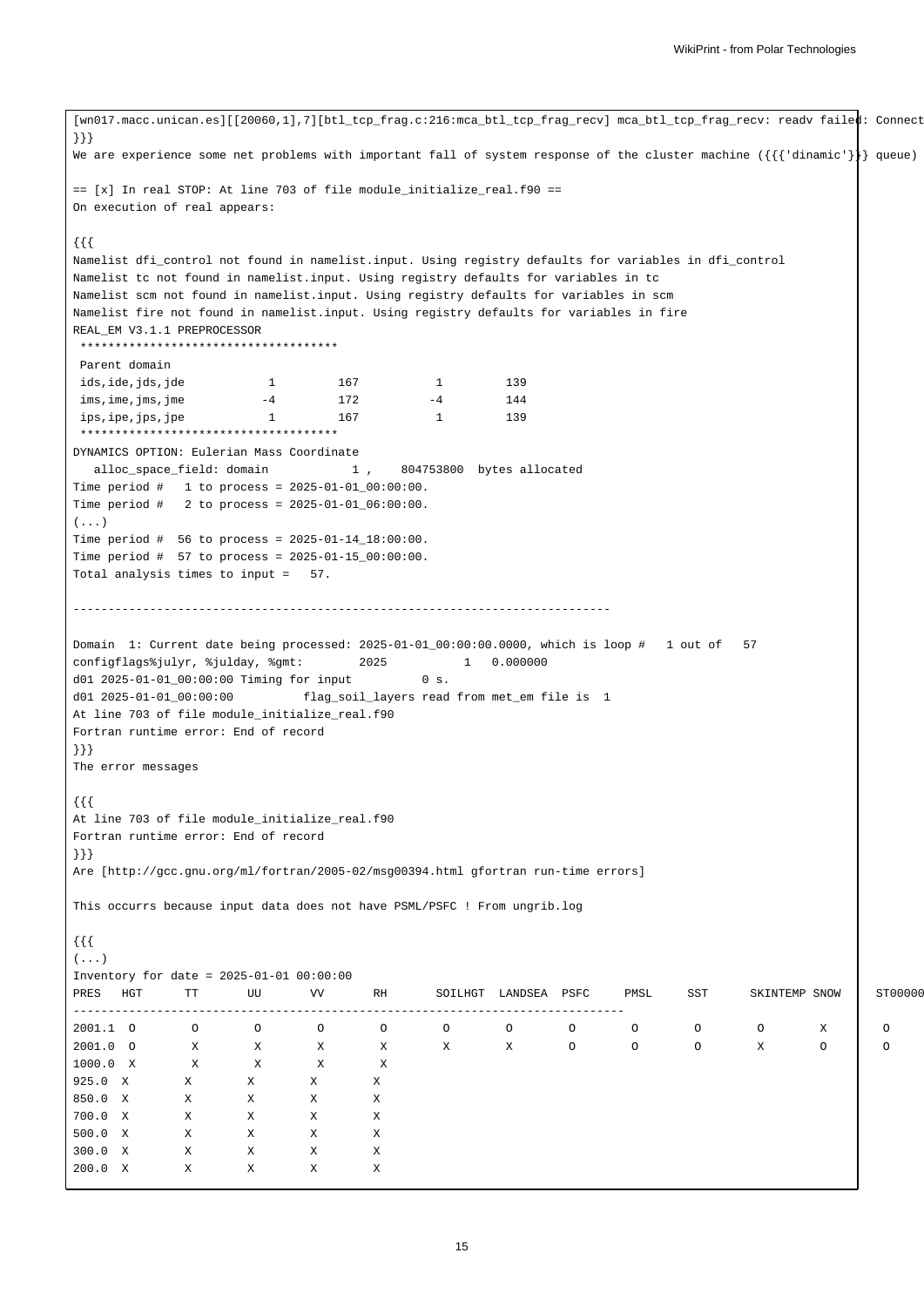```
[wn017.macc.unican.es][[20060,1],7][btl_tcp_frag.c:216:mca_btl_tcp_frag_recv] mca_btl_tcp_frag_recv: readv failed: Connect
}}}
We are experience some net problems with important fall of system response of the cluster machine ({{{'dinamic'}}} queue)

== [x] In real STOP: At line 703 of file module_initialize_real.f90 ==
On execution of real appears:

{{{
Namelist dfi_control not found in namelist.input. Using registry defaults for variables in dfi_control
Namelist tc not found in namelist.input. Using registry defaults for variables in tc
Namelist scm not found in namelist.input. Using registry defaults for variables in scm
Namelist fire not found in namelist.input. Using registry defaults for variables in fire
REAL_EM V3.1.1 PREPROCESSOR
 *************************************
 Parent domain
 ids,ide,jds,jde            1         167           1         139
 ims,ime,jms,jme           -4         172          -4         144
 ips,ipe,jps,jpe            1         167           1         139
 *************************************
DYNAMICS OPTION: Eulerian Mass Coordinate
   alloc_space_field: domain            1 ,    804753800  bytes allocated
Time period #   1 to process = 2025-01-01_00:00:00.
Time period #   2 to process = 2025-01-01_06:00:00.
(...)
Time period #  56 to process = 2025-01-14_18:00:00.
Time period #  57 to process = 2025-01-15_00:00:00.
Total analysis times to input =   57.

-----------------------------------------------------------------------------

Domain  1: Current date being processed: 2025-01-01_00:00:00.0000, which is loop #   1 out of   57
configflags%julyr, %julday, %gmt:        2025           1   0.000000
d01 2025-01-01_00:00:00 Timing for input          0 s.
d01 2025-01-01_00:00:00          flag_soil_layers read from met_em file is  1
At line 703 of file module_initialize_real.f90
Fortran runtime error: End of record
}}}
The error messages

{{{
At line 703 of file module_initialize_real.f90
Fortran runtime error: End of record
}}}
Are [http://gcc.gnu.org/ml/fortran/2005-02/msg00394.html gfortran run-time errors]

This occurrs because input data does not have PSML/PSFC ! From ungrib.log

{{{
(...)
Inventory for date = 2025-01-01 00:00:00
PRES   HGT      TT       UU       VV       RH       SOILHGT  LANDSEA  PSFC     PMSL     SST      SKINTEMP SNOW     ST00000
-------------------------------------------------------------------------------
2001.1  O        O        O        O        O        O        O        O        O        O        O        X        O
2001.0  O        X        X        X        X        X        X        O        O        O        X        O        O
1000.0  X        X        X        X        X
925.0  X        X        X        X        X
850.0  X        X        X        X        X
700.0  X        X        X        X        X
500.0  X        X        X        X        X
300.0  X        X        X        X        X
200.0  X        X        X        X        X
```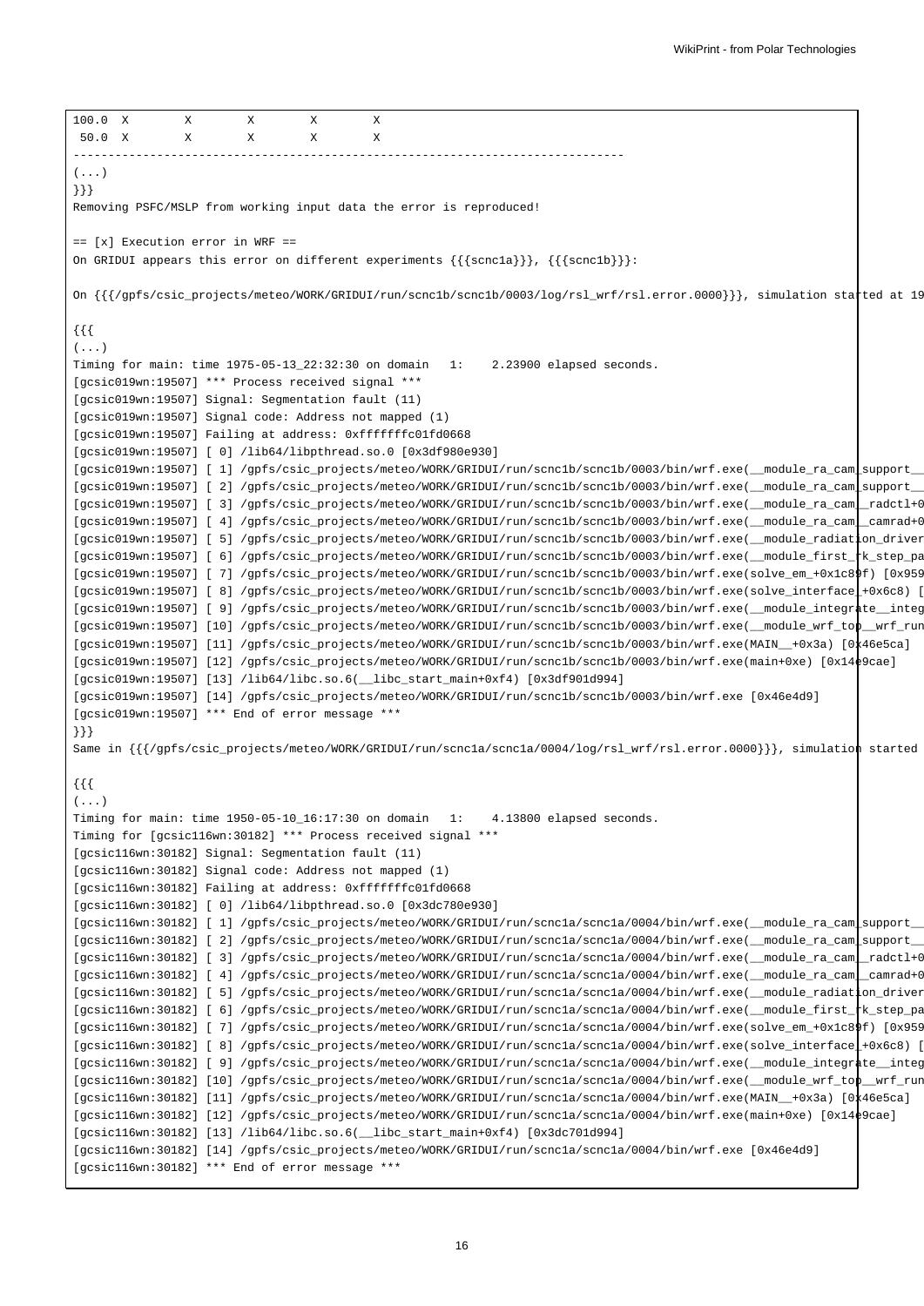```
100.0  X        X        X        X        X
 50.0  X        X        X        X        X
------------------------------------------------------------------------------
(...)
}}}
```

Removing PSFC/MSLP from working input data the error is reproduced!

== [x] Execution error in WRF ==

On GRIDUI appears this error on different experiments {{{scnc1a}}}, {{{scnc1b}}}:

On {{{/gpfs/csic_projects/meteo/WORK/GRIDUI/run/scnc1b/scnc1b/0003/log/rsl_wrf/rsl.error.0000}}}, simulation started at 19

```
{{{
(...)
Timing for main: time 1975-05-13_22:32:30 on domain   1:    2.23900 elapsed seconds.
[gcsic019wn:19507] *** Process received signal ***
[gcsic019wn:19507] Signal: Segmentation fault (11)
[gcsic019wn:19507] Signal code: Address not mapped (1)
[gcsic019wn:19507] Failing at address: 0xfffffffc01fd0668
[gcsic019wn:19507] [ 0] /lib64/libpthread.so.0 [0x3df980e930]
[gcsic019wn:19507] [ 1] /gpfs/csic_projects/meteo/WORK/GRIDUI/run/scnc1b/scnc1b/0003/bin/wrf.exe(__module_ra_cam_support__
[gcsic019wn:19507] [ 2] /gpfs/csic_projects/meteo/WORK/GRIDUI/run/scnc1b/scnc1b/0003/bin/wrf.exe(__module_ra_cam_support__
[gcsic019wn:19507] [ 3] /gpfs/csic_projects/meteo/WORK/GRIDUI/run/scnc1b/scnc1b/0003/bin/wrf.exe(__module_ra_cam__radctl+0
[gcsic019wn:19507] [ 4] /gpfs/csic_projects/meteo/WORK/GRIDUI/run/scnc1b/scnc1b/0003/bin/wrf.exe(__module_ra_cam__camrad+0
[gcsic019wn:19507] [ 5] /gpfs/csic_projects/meteo/WORK/GRIDUI/run/scnc1b/scnc1b/0003/bin/wrf.exe(__module_radiation_driver
[gcsic019wn:19507] [ 6] /gpfs/csic_projects/meteo/WORK/GRIDUI/run/scnc1b/scnc1b/0003/bin/wrf.exe(__module_first_rk_step_pa
[gcsic019wn:19507] [ 7] /gpfs/csic_projects/meteo/WORK/GRIDUI/run/scnc1b/scnc1b/0003/bin/wrf.exe(solve_em_+0x1c89f) [0x959
[gcsic019wn:19507] [ 8] /gpfs/csic_projects/meteo/WORK/GRIDUI/run/scnc1b/scnc1b/0003/bin/wrf.exe(solve_interface_+0x6c8) [
[gcsic019wn:19507] [ 9] /gpfs/csic_projects/meteo/WORK/GRIDUI/run/scnc1b/scnc1b/0003/bin/wrf.exe(__module_integrate__integ
[gcsic019wn:19507] [10] /gpfs/csic_projects/meteo/WORK/GRIDUI/run/scnc1b/scnc1b/0003/bin/wrf.exe(__module_wrf_top__wrf_run
[gcsic019wn:19507] [11] /gpfs/csic_projects/meteo/WORK/GRIDUI/run/scnc1b/scnc1b/0003/bin/wrf.exe(MAIN__+0x3a) [0x46e5ca]
[gcsic019wn:19507] [12] /gpfs/csic_projects/meteo/WORK/GRIDUI/run/scnc1b/scnc1b/0003/bin/wrf.exe(main+0xe) [0x14e9cae]
[gcsic019wn:19507] [13] /lib64/libc.so.6(__libc_start_main+0xf4) [0x3df901d994]
[gcsic019wn:19507] [14] /gpfs/csic_projects/meteo/WORK/GRIDUI/run/scnc1b/scnc1b/0003/bin/wrf.exe [0x46e4d9]
[gcsic019wn:19507] *** End of error message ***
}}}
```

Same in {{{/gpfs/csic_projects/meteo/WORK/GRIDUI/run/scnc1a/scnc1a/0004/log/rsl_wrf/rsl.error.0000}}}, simulation started

```
{{{
(...)
Timing for main: time 1950-05-10_16:17:30 on domain   1:    4.13800 elapsed seconds.
Timing for [gcsic116wn:30182] *** Process received signal ***
[gcsic116wn:30182] Signal: Segmentation fault (11)
[gcsic116wn:30182] Signal code: Address not mapped (1)
[gcsic116wn:30182] Failing at address: 0xfffffffc01fd0668
[gcsic116wn:30182] [ 0] /lib64/libpthread.so.0 [0x3dc780e930]
[gcsic116wn:30182] [ 1] /gpfs/csic_projects/meteo/WORK/GRIDUI/run/scnc1a/scnc1a/0004/bin/wrf.exe(__module_ra_cam_support__
[gcsic116wn:30182] [ 2] /gpfs/csic_projects/meteo/WORK/GRIDUI/run/scnc1a/scnc1a/0004/bin/wrf.exe(__module_ra_cam_support__
[gcsic116wn:30182] [ 3] /gpfs/csic_projects/meteo/WORK/GRIDUI/run/scnc1a/scnc1a/0004/bin/wrf.exe(__module_ra_cam__radctl+0
[gcsic116wn:30182] [ 4] /gpfs/csic_projects/meteo/WORK/GRIDUI/run/scnc1a/scnc1a/0004/bin/wrf.exe(__module_ra_cam__camrad+0
[gcsic116wn:30182] [ 5] /gpfs/csic_projects/meteo/WORK/GRIDUI/run/scnc1a/scnc1a/0004/bin/wrf.exe(__module_radiation_driver
[gcsic116wn:30182] [ 6] /gpfs/csic_projects/meteo/WORK/GRIDUI/run/scnc1a/scnc1a/0004/bin/wrf.exe(__module_first_rk_step_pa
[gcsic116wn:30182] [ 7] /gpfs/csic_projects/meteo/WORK/GRIDUI/run/scnc1a/scnc1a/0004/bin/wrf.exe(solve_em_+0x1c89f) [0x959
[gcsic116wn:30182] [ 8] /gpfs/csic_projects/meteo/WORK/GRIDUI/run/scnc1a/scnc1a/0004/bin/wrf.exe(solve_interface_+0x6c8) [
[gcsic116wn:30182] [ 9] /gpfs/csic_projects/meteo/WORK/GRIDUI/run/scnc1a/scnc1a/0004/bin/wrf.exe(__module_integrate__integ
[gcsic116wn:30182] [10] /gpfs/csic_projects/meteo/WORK/GRIDUI/run/scnc1a/scnc1a/0004/bin/wrf.exe(__module_wrf_top__wrf_run
[gcsic116wn:30182] [11] /gpfs/csic_projects/meteo/WORK/GRIDUI/run/scnc1a/scnc1a/0004/bin/wrf.exe(MAIN__+0x3a) [0x46e5ca]
[gcsic116wn:30182] [12] /gpfs/csic_projects/meteo/WORK/GRIDUI/run/scnc1a/scnc1a/0004/bin/wrf.exe(main+0xe) [0x14e9cae]
[gcsic116wn:30182] [13] /lib64/libc.so.6(__libc_start_main+0xf4) [0x3dc701d994]
[gcsic116wn:30182] [14] /gpfs/csic_projects/meteo/WORK/GRIDUI/run/scnc1a/scnc1a/0004/bin/wrf.exe [0x46e4d9]
[gcsic116wn:30182] *** End of error message ***
```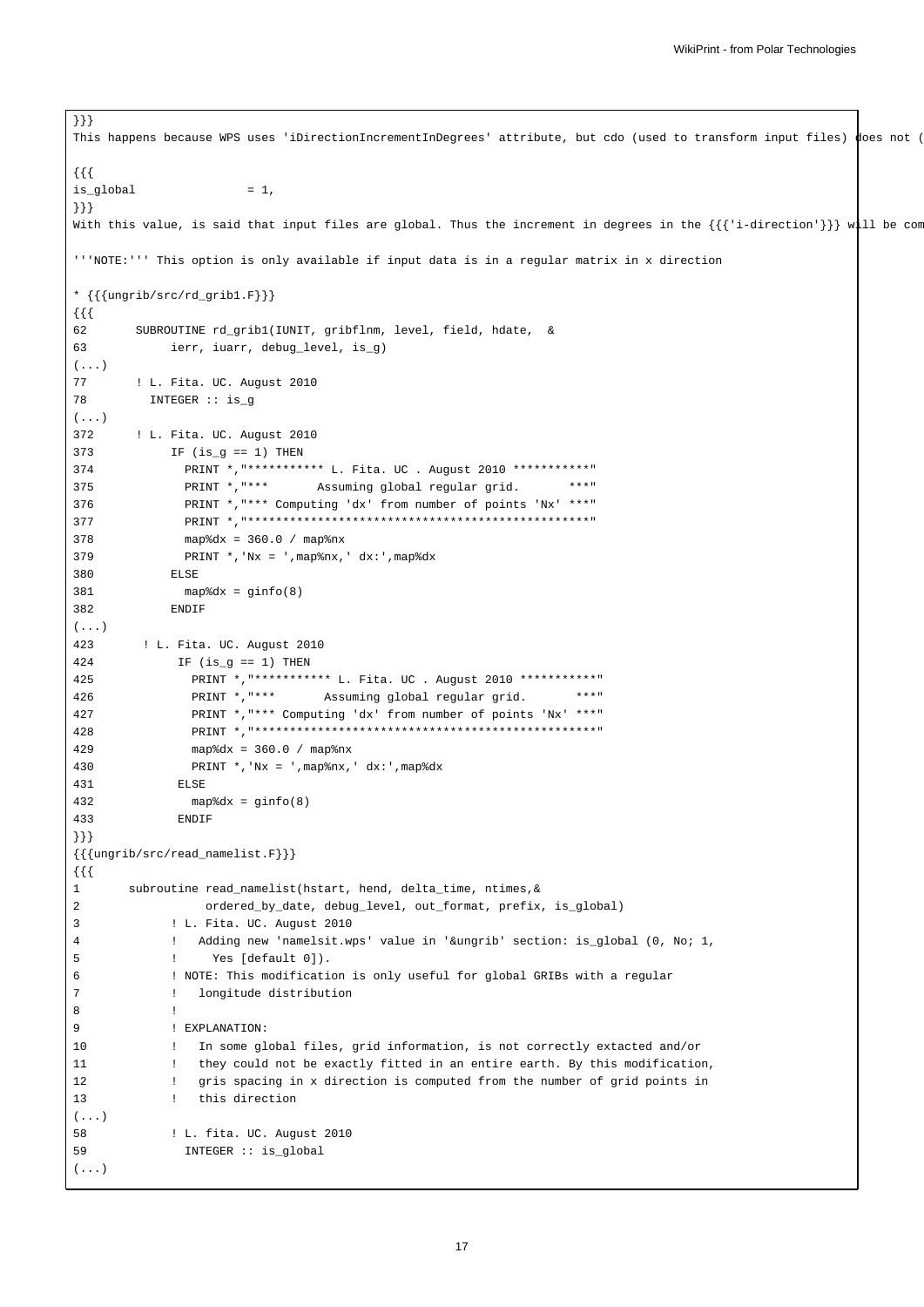```
}}}
This happens because WPS uses 'iDirectionIncrementInDegrees' attribute, but cdo (used to transform input files) does not (

{{{
is_global                = 1,
}}}
With this value, is said that input files are global. Thus the increment in degrees in the {{{'i-direction'}}} will be com

'''NOTE:''' This option is only available if input data is in a regular matrix in x direction

* {{{ungrib/src/rd_grib1.F}}}
{{{
62       SUBROUTINE rd_grib1(IUNIT, gribflnm, level, field, hdate,  &
63            ierr, iuarr, debug_level, is_g)
(...)
77       ! L. Fita. UC. August 2010
78         INTEGER :: is_g
(...)
372      ! L. Fita. UC. August 2010
373           IF (is_g == 1) THEN
374             PRINT *,"*********** L. Fita. UC . August 2010 ***********"
375             PRINT *,"***       Assuming global regular grid.       ***"
376             PRINT *,"*** Computing 'dx' from number of points 'Nx' ***"
377             PRINT *,"*************************************************"
378             map%dx = 360.0 / map%nx
379             PRINT *,'Nx = ',map%nx,' dx:',map%dx
380           ELSE
381             map%dx = ginfo(8)
382           ENDIF
(...)
423       ! L. Fita. UC. August 2010
424            IF (is_g == 1) THEN
425              PRINT *,"*********** L. Fita. UC . August 2010 ***********"
426              PRINT *,"***       Assuming global regular grid.       ***"
427              PRINT *,"*** Computing 'dx' from number of points 'Nx' ***"
428              PRINT *,"*************************************************"
429              map%dx = 360.0 / map%nx
430              PRINT *,'Nx = ',map%nx,' dx:',map%dx
431            ELSE
432              map%dx = ginfo(8)
433            ENDIF
}}}
{{{ungrib/src/read_namelist.F}}}
{{{
1       subroutine read_namelist(hstart, hend, delta_time, ntimes,&
2                  ordered_by_date, debug_level, out_format, prefix, is_global)
3             ! L. Fita. UC. August 2010
4             !   Adding new 'namelsit.wps' value in '&ungrib' section: is_global (0, No; 1,
5             !      Yes [default 0]).
6             ! NOTE: This modification is only useful for global GRIBs with a regular
7             !   longitude distribution
8             !
9             ! EXPLANATION:
10            !   In some global files, grid information, is not correctly extacted and/or
11            !   they could not be exactly fitted in an entire earth. By this modification,
12            !   gris spacing in x direction is computed from the number of grid points in
13            !   this direction
(...)
58            ! L. fita. UC. August 2010
59              INTEGER :: is_global
(...)
```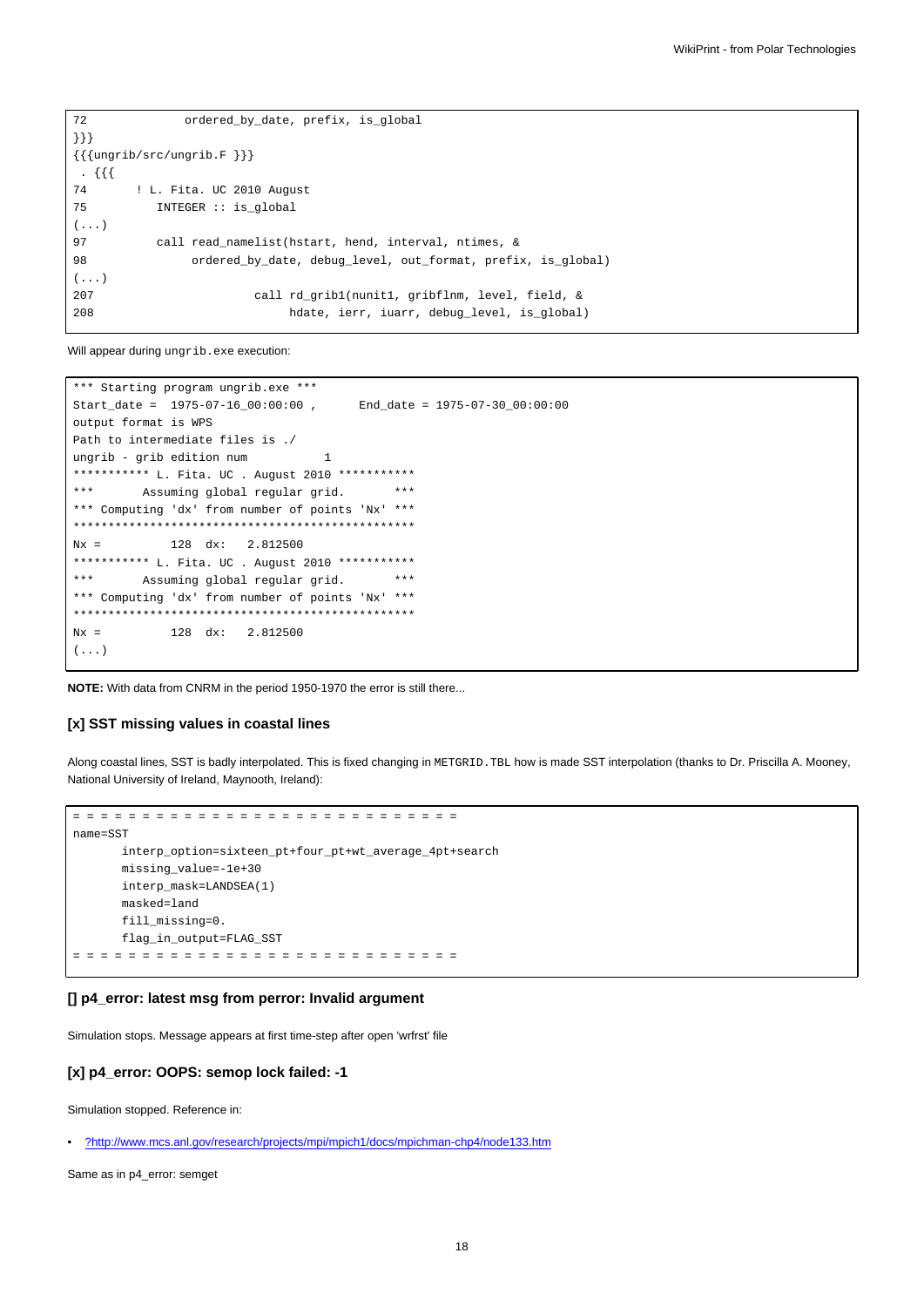```
72              ordered_by_date, prefix, is_global
}}}
{{{ungrib/src/ungrib.F }}}
 . {{{
74       ! L. Fita. UC 2010 August
75          INTEGER :: is_global
(...)
97          call read_namelist(hstart, hend, interval, ntimes, &
98               ordered_by_date, debug_level, out_format, prefix, is_global)
(...)
207                     call rd_grib1(nunit1, gribflnm, level, field, &
208                          hdate, ierr, iuarr, debug_level, is_global)
```

Will appear during `ungrib.exe` execution:

```
*** Starting program ungrib.exe ***
Start_date =  1975-07-16_00:00:00 ,      End_date = 1975-07-30_00:00:00
output format is WPS
Path to intermediate files is ./
ungrib - grib edition num           1
*********** L. Fita. UC . August 2010 ***********
***       Assuming global regular grid.       ***
*** Computing 'dx' from number of points 'Nx' ***
*************************************************
Nx =          128  dx:   2.812500
*********** L. Fita. UC . August 2010 ***********
***       Assuming global regular grid.       ***
*** Computing 'dx' from number of points 'Nx' ***
*************************************************
Nx =          128  dx:   2.812500
(...)
```

**NOTE:** With data from CNRM in the period 1950-1970 the error is still there...

### [x] SST missing values in coastal lines

Along coastal lines, SST is badly interpolated. This is fixed changing in `METGRID.TBL` how is made SST interpolation (thanks to Dr. Priscilla A. Mooney, National University of Ireland, Maynooth, Ireland):

```
= = = = = = = = = = = = = = = = = = = = = = = = = = = = 
name=SST
       interp_option=sixteen_pt+four_pt+wt_average_4pt+search
       missing_value=-1e+30
       interp_mask=LANDSEA(1)
       masked=land
       fill_missing=0.
       flag_in_output=FLAG_SST
= = = = = = = = = = = = = = = = = = = = = = = = = = = = 
```

### [] p4_error: latest msg from perror: Invalid argument

Simulation stops. Message appears at first time-step after open 'wrfrst' file

### [x] p4_error: OOPS: semop lock failed: -1

Simulation stopped. Reference in:

- ?http://www.mcs.anl.gov/research/projects/mpi/mpich1/docs/mpichman-chp4/node133.htm

Same as in p4_error: semget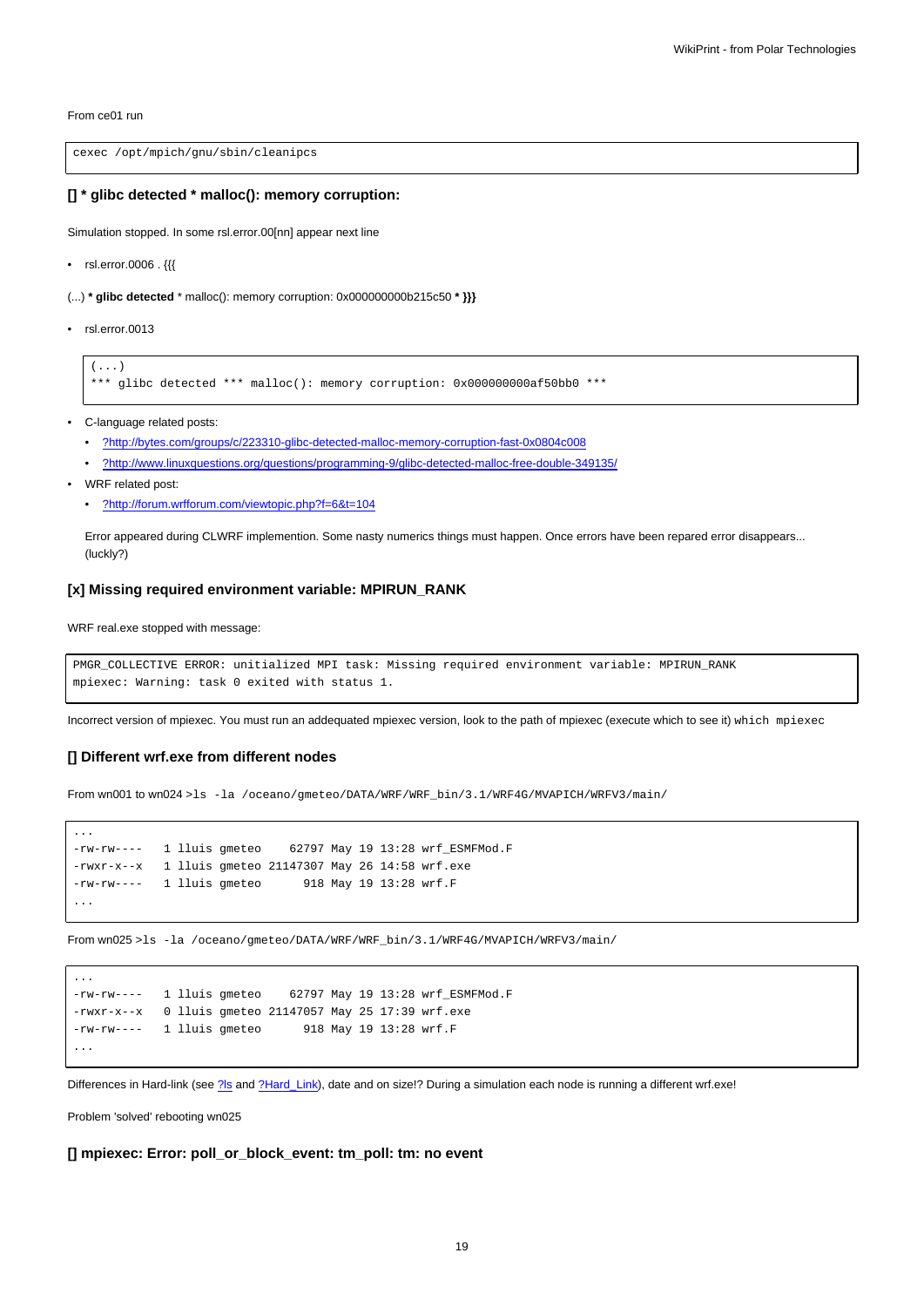From ce01 run

```
cexec /opt/mpich/gnu/sbin/cleanipcs
```

### [] * glibc detected * malloc(): memory corruption:

Simulation stopped. In some rsl.error.00[nn] appear next line

- rsl.error.0006 . {{{

(...) **\* glibc detected** * malloc(): memory corruption: 0x000000000b215c50 **\* }}}**

- rsl.error.0013

```
(...)
*** glibc detected *** malloc(): memory corruption: 0x000000000af50bb0 ***
```

- C-language related posts:
  - ?http://bytes.com/groups/c/223310-glibc-detected-malloc-memory-corruption-fast-0x0804c008
  - ?http://www.linuxquestions.org/questions/programming-9/glibc-detected-malloc-free-double-349135/
- WRF related post:
  - ?http://forum.wrfforum.com/viewtopic.php?f=6&t=104

  Error appeared during CLWRF implemention. Some nasty numerics things must happen. Once errors have been repared error disappears... (luckly?)

### [x] Missing required environment variable: MPIRUN_RANK

WRF real.exe stopped with message:

```
PMGR_COLLECTIVE ERROR: unitialized MPI task: Missing required environment variable: MPIRUN_RANK
mpiexec: Warning: task 0 exited with status 1.
```

Incorrect version of mpiexec. You must run an addequated mpiexec version, look to the path of mpiexec (execute which to see it) `which mpiexec`

### [] Different wrf.exe from different nodes

From wn001 to wn024 `>ls -la /oceano/gmeteo/DATA/WRF/WRF_bin/3.1/WRF4G/MVAPICH/WRFV3/main/`

```
...
-rw-rw----   1 lluis gmeteo    62797 May 19 13:28 wrf_ESMFMod.F
-rwxr-x--x   1 lluis gmeteo 21147307 May 26 14:58 wrf.exe
-rw-rw----   1 lluis gmeteo      918 May 19 13:28 wrf.F
...
```

From wn025 `>ls -la /oceano/gmeteo/DATA/WRF/WRF_bin/3.1/WRF4G/MVAPICH/WRFV3/main/`

```
...
-rw-rw----   1 lluis gmeteo    62797 May 19 13:28 wrf_ESMFMod.F
-rwxr-x--x   0 lluis gmeteo 21147057 May 25 17:39 wrf.exe
-rw-rw----   1 lluis gmeteo      918 May 19 13:28 wrf.F
...
```

Differences in Hard-link (see ?ls and ?Hard_Link), date and on size!? During a simulation each node is running a different wrf.exe!

Problem 'solved' rebooting wn025

### [] mpiexec: Error: poll_or_block_event: tm_poll: tm: no event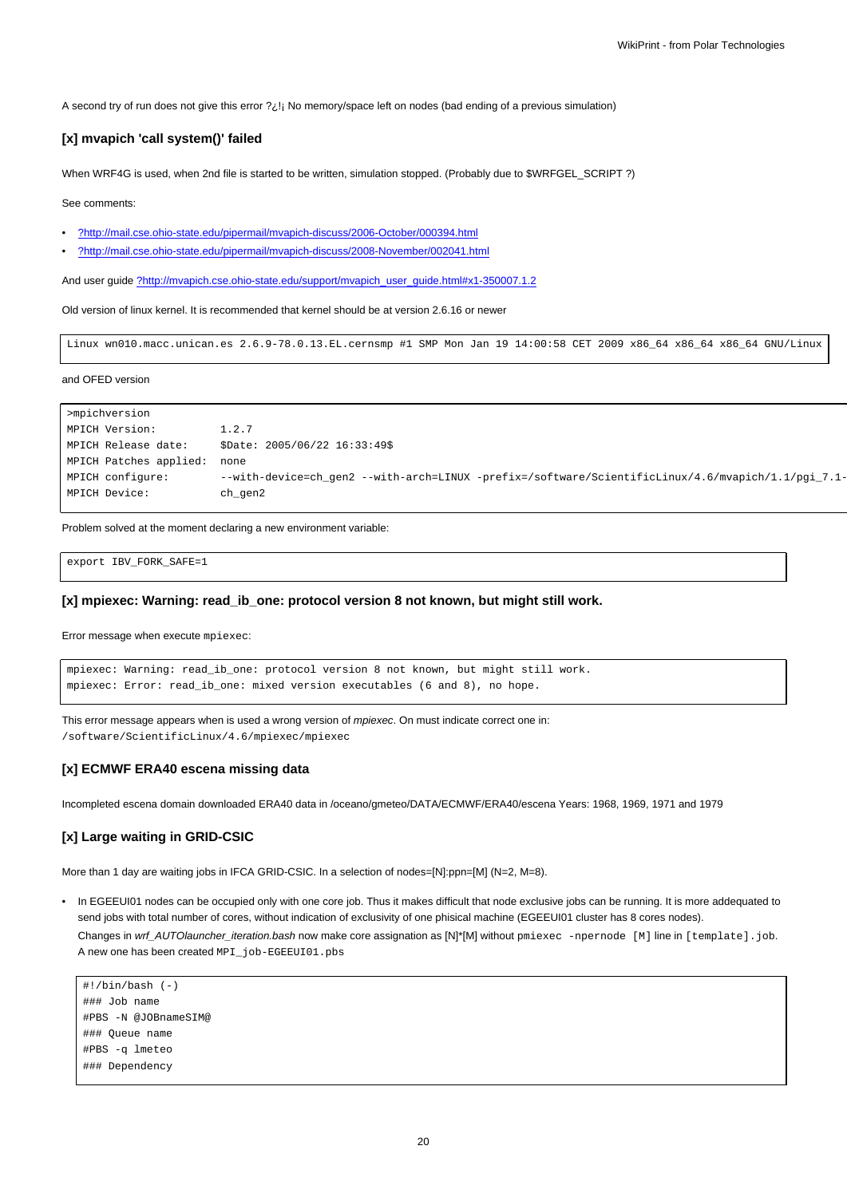A second try of run does not give this error ?¿!¡ No memory/space left on nodes (bad ending of a previous simulation)

### [x] mvapich 'call system()' failed

When WRF4G is used, when 2nd file is started to be written, simulation stopped. (Probably due to $WRFGEL_SCRIPT ?)

See comments:

- ?http://mail.cse.ohio-state.edu/pipermail/mvapich-discuss/2006-October/000394.html
- ?http://mail.cse.ohio-state.edu/pipermail/mvapich-discuss/2008-November/002041.html

And user guide ?http://mvapich.cse.ohio-state.edu/support/mvapich_user_guide.html#x1-350007.1.2

Old version of linux kernel. It is recommended that kernel should be at version 2.6.16 or newer

```
Linux wn010.macc.unican.es 2.6.9-78.0.13.EL.cernsmp #1 SMP Mon Jan 19 14:00:58 CET 2009 x86_64 x86_64 x86_64 GNU/Linux
```

and OFED version

```
>mpichversion
MPICH Version:          1.2.7
MPICH Release date:     $Date: 2005/06/22 16:33:49$
MPICH Patches applied:  none
MPICH configure:        --with-device=ch_gen2 --with-arch=LINUX -prefix=/software/ScientificLinux/4.6/mvapich/1.1/pgi_7.1-
MPICH Device:           ch_gen2
```

Problem solved at the moment declaring a new environment variable:

```
export IBV_FORK_SAFE=1
```

### [x] mpiexec: Warning: read_ib_one: protocol version 8 not known, but might still work.

Error message when execute `mpiexec`:

```
mpiexec: Warning: read_ib_one: protocol version 8 not known, but might still work.
mpiexec: Error: read_ib_one: mixed version executables (6 and 8), no hope.
```

This error message appears when is used a wrong version of *mpiexec*. On must indicate correct one in: `/software/ScientificLinux/4.6/mpiexec/mpiexec`

### [x] ECMWF ERA40 escena missing data

Incompleted escena domain downloaded ERA40 data in /oceano/gmeteo/DATA/ECMWF/ERA40/escena Years: 1968, 1969, 1971 and 1979

### [x] Large waiting in GRID-CSIC

More than 1 day are waiting jobs in IFCA GRID-CSIC. In a selection of nodes=[N]:ppn=[M] (N=2, M=8).

- In EGEEUI01 nodes can be occupied only with one core job. Thus it makes difficult that node exclusive jobs can be running. It is more addequated to send jobs with total number of cores, without indication of exclusivity of one phisical machine (EGEEUI01 cluster has 8 cores nodes).

  Changes in *wrf_AUTOlauncher_iteration.bash* now make core assignation as [N]*[M] without `pmiexec -npernode [M]` line in `[template].job`. A new one has been created `MPI_job-EGEEUI01.pbs`

```
#!/bin/bash (-)
### Job name
#PBS -N @JOBnameSIM@
### Queue name
#PBS -q lmeteo
### Dependency
```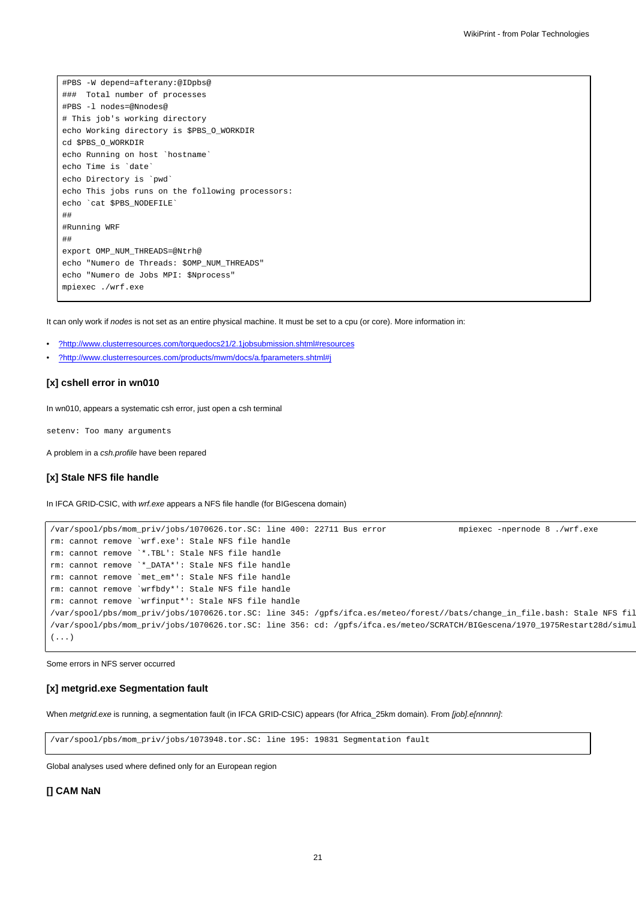```
#PBS -W depend=afterany:@IDpbs@
###  Total number of processes
#PBS -l nodes=@Nnodes@
# This job's working directory
echo Working directory is $PBS_O_WORKDIR
cd $PBS_O_WORKDIR
echo Running on host `hostname`
echo Time is `date`
echo Directory is `pwd`
echo This jobs runs on the following processors:
echo `cat $PBS_NODEFILE`
##
#Running WRF
##
export OMP_NUM_THREADS=@Ntrh@
echo "Numero de Threads: $OMP_NUM_THREADS"
echo "Numero de Jobs MPI: $Nprocess"
mpiexec ./wrf.exe
```

It can only work if *nodes* is not set as an entire physical machine. It must be set to a cpu (or core). More information in:

- ?http://www.clusterresources.com/torquedocs21/2.1jobsubmission.shtml#resources
- ?http://www.clusterresources.com/products/mwm/docs/a.fparameters.shtml#j

### [x] cshell error in wn010

In wn010, appears a systematic csh error, just open a csh terminal

```
setenv: Too many arguments
```

A problem in a *csh.profile* have been repared

### [x] Stale NFS file handle

In IFCA GRID-CSIC, with *wrf.exe* appears a NFS file handle (for BIGescena domain)

```
/var/spool/pbs/mom_priv/jobs/1070626.tor.SC: line 400: 22711 Bus error               mpiexec -npernode 8 ./wrf.exe
rm: cannot remove `wrf.exe': Stale NFS file handle
rm: cannot remove `*.TBL': Stale NFS file handle
rm: cannot remove `*_DATA*': Stale NFS file handle
rm: cannot remove `met_em*': Stale NFS file handle
rm: cannot remove `wrfbdy*': Stale NFS file handle
rm: cannot remove `wrfinput*': Stale NFS file handle
/var/spool/pbs/mom_priv/jobs/1070626.tor.SC: line 345: /gpfs/ifca.es/meteo/forest//bats/change_in_file.bash: Stale NFS fil
/var/spool/pbs/mom_priv/jobs/1070626.tor.SC: line 356: cd: /gpfs/ifca.es/meteo/SCRATCH/BIGescena/1970_1975Restart28d/simul
(...)
```

Some errors in NFS server occurred

### [x] metgrid.exe Segmentation fault

When *metgrid.exe* is running, a segmentation fault (in IFCA GRID-CSIC) appears (for Africa_25km domain). From *[job].e[nnnnn]*:

```
/var/spool/pbs/mom_priv/jobs/1073948.tor.SC: line 195: 19831 Segmentation fault
```

Global analyses used where defined only for an European region

### [] CAM NaN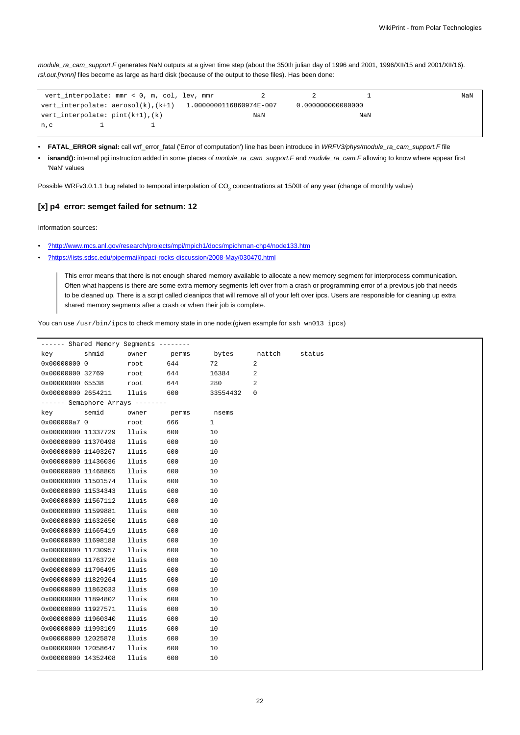*module_ra_cam_support.F* generates NaN outputs at a given time step (about the 350th julian day of 1996 and 2001, 1996/XII/15 and 2001/XII/16). *rsl.out.[nnnn]* files become as large as hard disk (because of the output to these files). Has been done:

```
 vert_interpolate: mmr < 0, m, col, lev, mmr            2             2             1                         NaN
vert_interpolate: aerosol(k),(k+1)  1.0000000116860974E-007    0.000000000000000
vert_interpolate: pint(k+1),(k)                     NaN                    NaN
n,c          1            1
```

- **FATAL_ERROR signal:** call wrf_error_fatal ('Error of computation') line has been introduce in *WRFV3/phys/module_ra_cam_support.F* file
- **isnand():** internal pgi instruction added in some places of *module_ra_cam_support.F* and *module_ra_cam.F* allowing to know where appear first 'NaN' values

Possible WRFv3.0.1.1 bug related to temporal interpolation of $CO_2$ concentrations at 15/XII of any year (change of monthly value)

### [x] p4_error: semget failed for setnum: 12

Information sources:

- ?http://www.mcs.anl.gov/research/projects/mpi/mpich1/docs/mpichman-chp4/node133.htm
- ?https://lists.sdsc.edu/pipermail/npaci-rocks-discussion/2008-May/030470.html

> This error means that there is not enough shared memory available to allocate a new memory segment for interprocess communication. Often what happens is there are some extra memory segments left over from a crash or programming error of a previous job that needs to be cleaned up. There is a script called cleanipcs that will remove all of your left over ipcs. Users are responsible for cleaning up extra shared memory segments after a crash or when their job is complete.

You can use `/usr/bin/ipcs` to check memory state in one node:(given example for `ssh wn013 ipcs`)

```
------ Shared Memory Segments --------
key        shmid      owner      perms      bytes      nattch     status
0x00000000 0          root      644        72         2
0x00000000 32769      root      644        16384      2
0x00000000 65538      root      644        280        2
0x00000000 2654211    lluis     600        33554432   0
------ Semaphore Arrays --------
key        semid      owner      perms      nsems
0x000000a7 0          root      666        1
0x00000000 11337729   lluis     600        10
0x00000000 11370498   lluis     600        10
0x00000000 11403267   lluis     600        10
0x00000000 11436036   lluis     600        10
0x00000000 11468805   lluis     600        10
0x00000000 11501574   lluis     600        10
0x00000000 11534343   lluis     600        10
0x00000000 11567112   lluis     600        10
0x00000000 11599881   lluis     600        10
0x00000000 11632650   lluis     600        10
0x00000000 11665419   lluis     600        10
0x00000000 11698188   lluis     600        10
0x00000000 11730957   lluis     600        10
0x00000000 11763726   lluis     600        10
0x00000000 11796495   lluis     600        10
0x00000000 11829264   lluis     600        10
0x00000000 11862033   lluis     600        10
0x00000000 11894802   lluis     600        10
0x00000000 11927571   lluis     600        10
0x00000000 11960340   lluis     600        10
0x00000000 11993109   lluis     600        10
0x00000000 12025878   lluis     600        10
0x00000000 12058647   lluis     600        10
0x00000000 14352408   lluis     600        10
```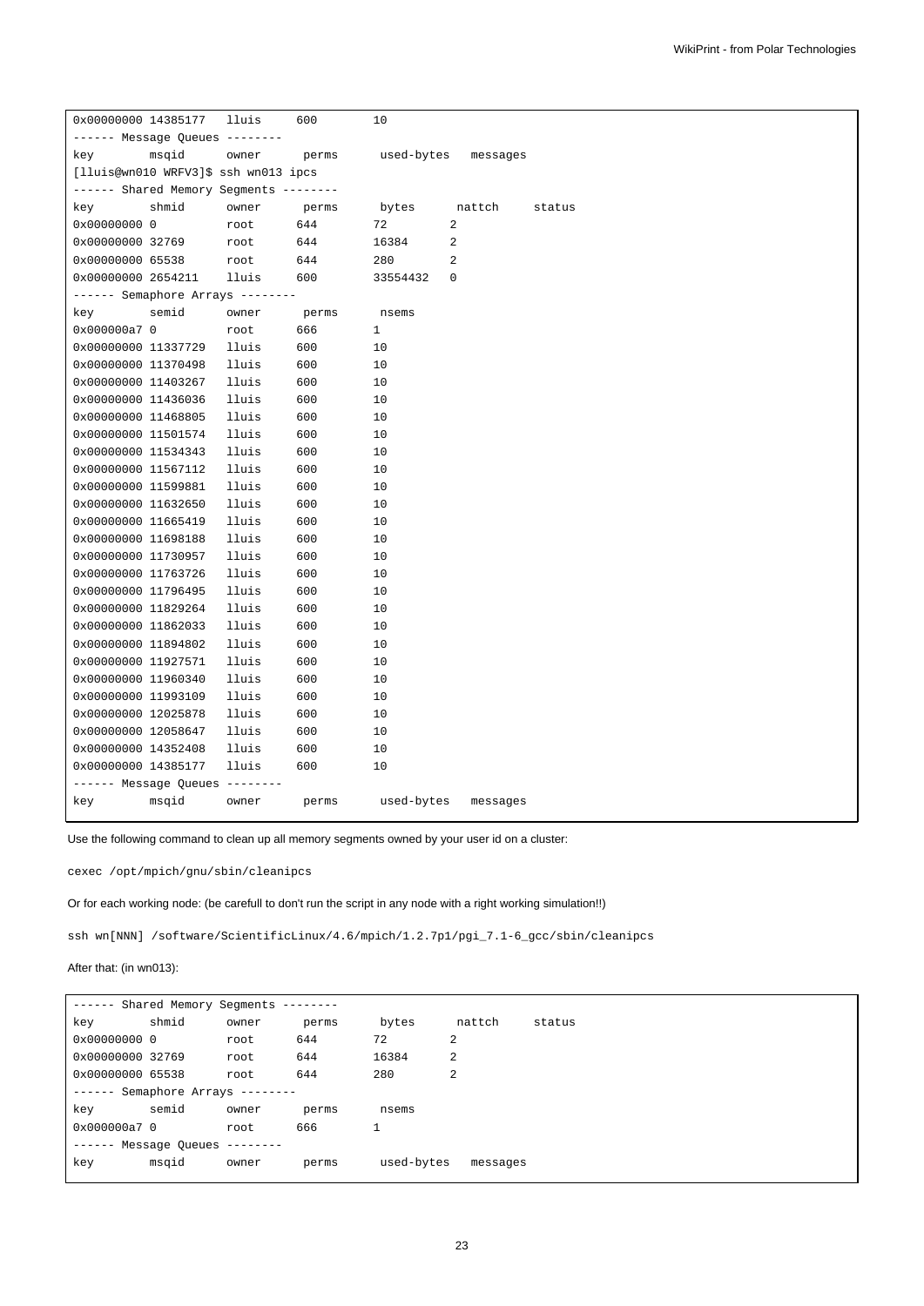```
0x00000000 14385177   lluis     600        10
------ Message Queues --------
key        msqid      owner      perms      used-bytes   messages
[lluis@wn010 WRFV3]$ ssh wn013 ipcs
------ Shared Memory Segments --------
key        shmid      owner      perms      bytes      nattch     status
0x00000000 0          root      644        72         2
0x00000000 32769      root      644        16384      2
0x00000000 65538      root      644        280        2
0x00000000 2654211    lluis     600        33554432   0
------ Semaphore Arrays --------
key        semid      owner      perms      nsems
0x000000a7 0          root      666        1
0x00000000 11337729   lluis     600        10
0x00000000 11370498   lluis     600        10
0x00000000 11403267   lluis     600        10
0x00000000 11436036   lluis     600        10
0x00000000 11468805   lluis     600        10
0x00000000 11501574   lluis     600        10
0x00000000 11534343   lluis     600        10
0x00000000 11567112   lluis     600        10
0x00000000 11599881   lluis     600        10
0x00000000 11632650   lluis     600        10
0x00000000 11665419   lluis     600        10
0x00000000 11698188   lluis     600        10
0x00000000 11730957   lluis     600        10
0x00000000 11763726   lluis     600        10
0x00000000 11796495   lluis     600        10
0x00000000 11829264   lluis     600        10
0x00000000 11862033   lluis     600        10
0x00000000 11894802   lluis     600        10
0x00000000 11927571   lluis     600        10
0x00000000 11960340   lluis     600        10
0x00000000 11993109   lluis     600        10
0x00000000 12025878   lluis     600        10
0x00000000 12058647   lluis     600        10
0x00000000 14352408   lluis     600        10
0x00000000 14385177   lluis     600        10
------ Message Queues --------
key        msqid      owner      perms      used-bytes   messages
```

Use the following command to clean up all memory segments owned by your user id on a cluster:

```
cexec /opt/mpich/gnu/sbin/cleanipcs
```

Or for each working node: (be carefull to don't run the script in any node with a right working simulation!!)

```
ssh wn[NNN] /software/ScientificLinux/4.6/mpich/1.2.7p1/pgi_7.1-6_gcc/sbin/cleanipcs
```

After that: (in wn013):

```
------ Shared Memory Segments --------
key        shmid      owner      perms      bytes      nattch     status
0x00000000 0          root      644        72         2
0x00000000 32769      root      644        16384      2
0x00000000 65538      root      644        280        2
------ Semaphore Arrays --------
key        semid      owner      perms      nsems
0x000000a7 0          root      666        1
------ Message Queues --------
key        msqid      owner      perms      used-bytes   messages
```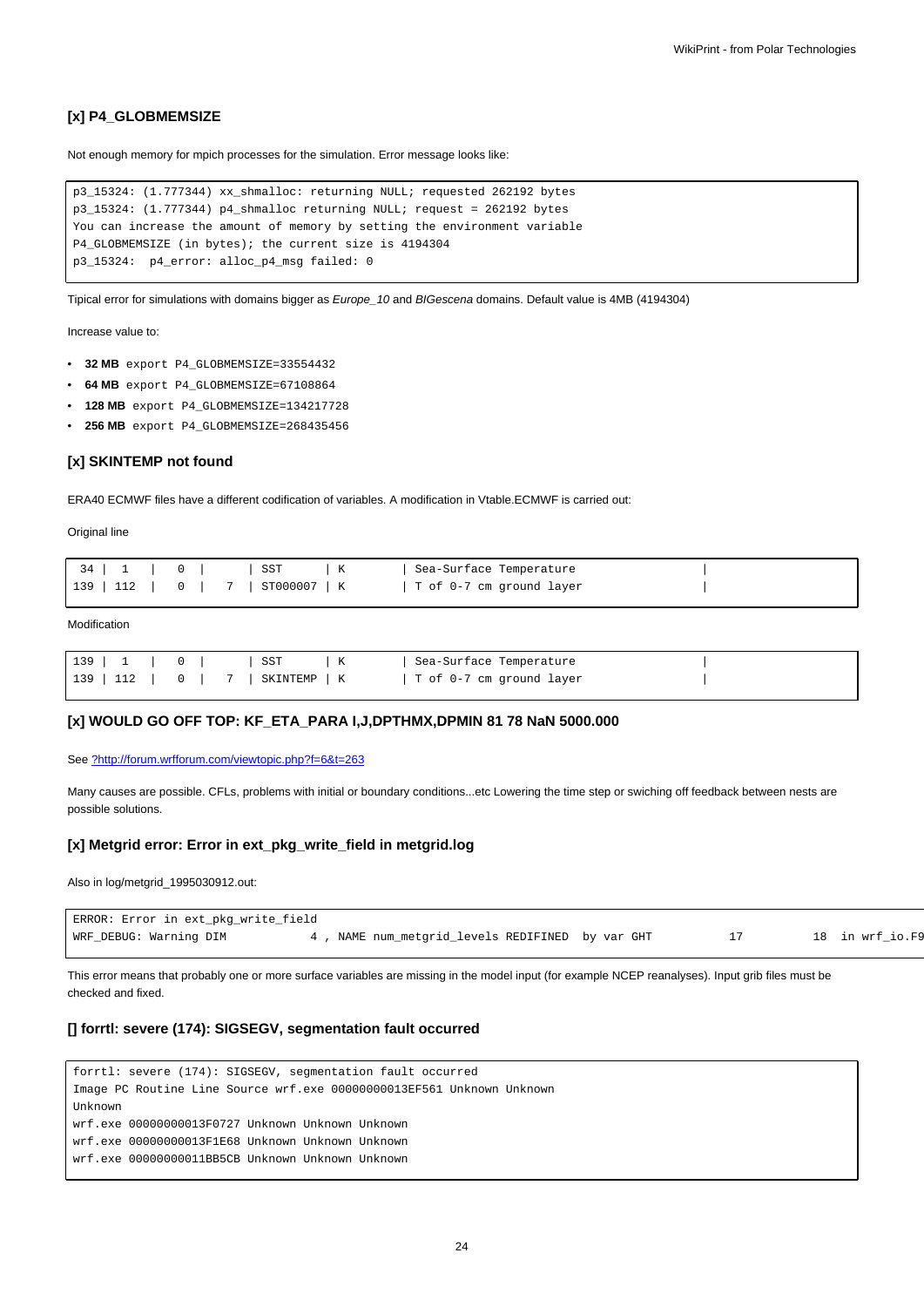### [x] P4_GLOBMEMSIZE

Not enough memory for mpich processes for the simulation. Error message looks like:

```
p3_15324: (1.777344) xx_shmalloc: returning NULL; requested 262192 bytes
p3_15324: (1.777344) p4_shmalloc returning NULL; request = 262192 bytes
You can increase the amount of memory by setting the environment variable
P4_GLOBMEMSIZE (in bytes); the current size is 4194304
p3_15324:  p4_error: alloc_p4_msg failed: 0
```

Tipical error for simulations with domains bigger as *Europe_10* and *BIGescena* domains. Default value is 4MB (4194304)

Increase value to:

- **32 MB** `export P4_GLOBMEMSIZE=33554432`
- **64 MB** `export P4_GLOBMEMSIZE=67108864`
- **128 MB** `export P4_GLOBMEMSIZE=134217728`
- **256 MB** `export P4_GLOBMEMSIZE=268435456`

### [x] SKINTEMP not found

ERA40 ECMWF files have a different codification of variables. A modification in Vtable.ECMWF is carried out:

Original line

```
 34 |   1  |   0  |      | SST      | K        | Sea-Surface Temperature                  |
139 | 112  |   0  |   7  | ST000007 | K        | T of 0-7 cm ground layer                 |
```

Modification

```
139 |   1  |   0  |      | SST      | K        | Sea-Surface Temperature                  |
139 | 112  |   0  |   7  | SKINTEMP | K        | T of 0-7 cm ground layer                 |
```

### [x] WOULD GO OFF TOP: KF_ETA_PARA I,J,DPTHMX,DPMIN 81 78 NaN 5000.000

See ?http://forum.wrfforum.com/viewtopic.php?f=6&t=263

Many causes are possible. CFLs, problems with initial or boundary conditions...etc Lowering the time step or swiching off feedback between nests are possible solutions.

### [x] Metgrid error: Error in ext_pkg_write_field in metgrid.log

Also in log/metgrid_1995030912.out:

```
ERROR: Error in ext_pkg_write_field
WRF_DEBUG: Warning DIM            4 , NAME num_metgrid_levels REDIFINED  by var GHT           17           18  in wrf_io.F9
```

This error means that probably one or more surface variables are missing in the model input (for example NCEP reanalyses). Input grib files must be checked and fixed.

### [] forrtl: severe (174): SIGSEGV, segmentation fault occurred

```
forrtl: severe (174): SIGSEGV, segmentation fault occurred
Image PC Routine Line Source wrf.exe 00000000013EF561 Unknown Unknown
Unknown
wrf.exe 00000000013F0727 Unknown Unknown Unknown
wrf.exe 00000000013F1E68 Unknown Unknown Unknown
wrf.exe 00000000011BB5CB Unknown Unknown Unknown
```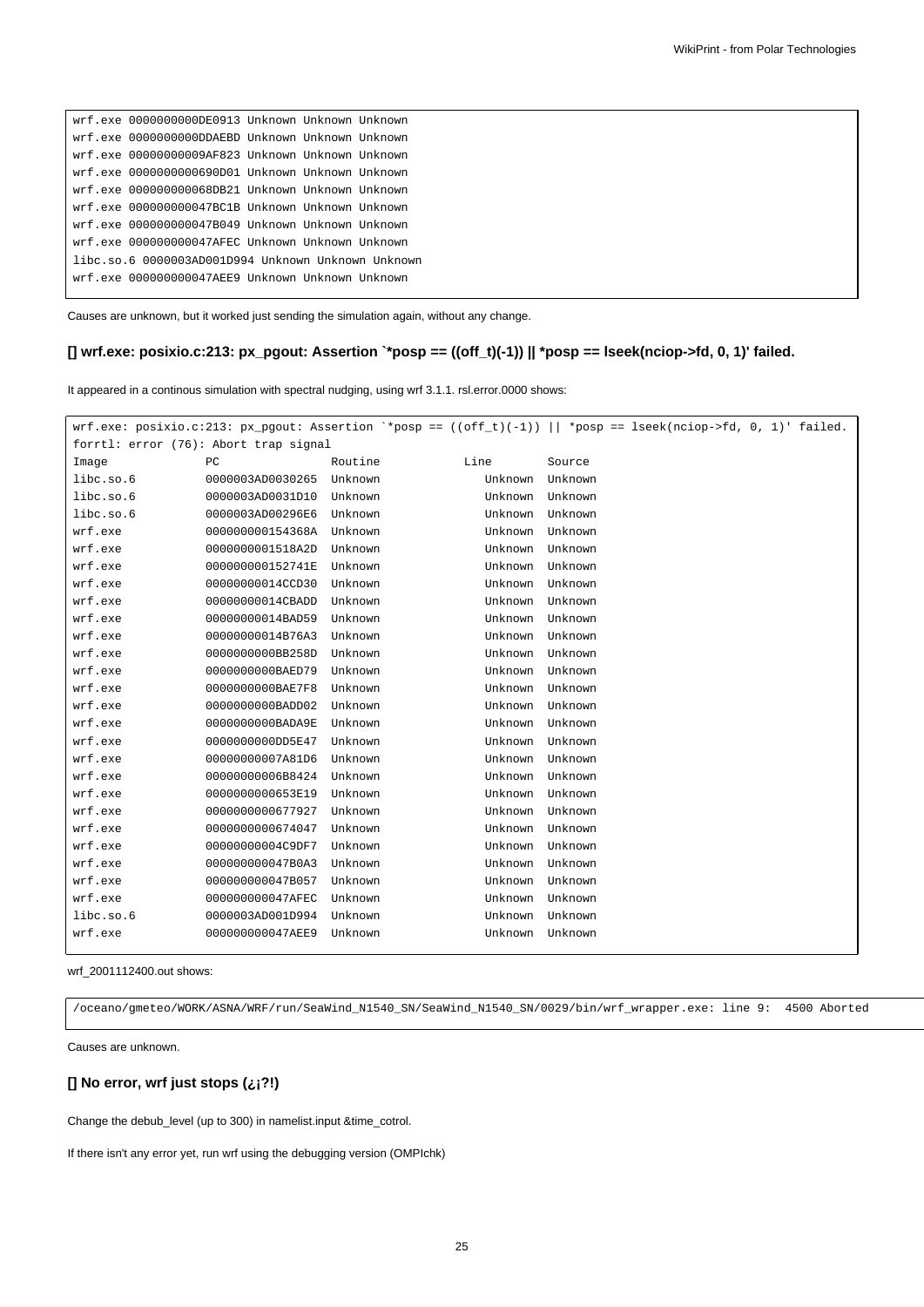```
wrf.exe 0000000000DE0913 Unknown Unknown Unknown
wrf.exe 0000000000DDAEBD Unknown Unknown Unknown
wrf.exe 00000000009AF823 Unknown Unknown Unknown
wrf.exe 0000000000690D01 Unknown Unknown Unknown
wrf.exe 000000000068DB21 Unknown Unknown Unknown
wrf.exe 000000000047BC1B Unknown Unknown Unknown
wrf.exe 000000000047B049 Unknown Unknown Unknown
wrf.exe 000000000047AFEC Unknown Unknown Unknown
libc.so.6 0000003AD001D994 Unknown Unknown Unknown
wrf.exe 000000000047AEE9 Unknown Unknown Unknown
```

Causes are unknown, but it worked just sending the simulation again, without any change.

### [] wrf.exe: posixio.c:213: px_pgout: Assertion `*posp == ((off_t)(-1)) || *posp == lseek(nciop->fd, 0, 1)' failed.

It appeared in a continous simulation with spectral nudging, using wrf 3.1.1. rsl.error.0000 shows:

```
wrf.exe: posixio.c:213: px_pgout: Assertion `*posp == ((off_t)(-1)) || *posp == lseek(nciop->fd, 0, 1)' failed.
forrtl: error (76): Abort trap signal
Image              PC                Routine            Line        Source
libc.so.6          0000003AD0030265  Unknown               Unknown  Unknown
libc.so.6          0000003AD0031D10  Unknown               Unknown  Unknown
libc.so.6          0000003AD00296E6  Unknown               Unknown  Unknown
wrf.exe            000000000154368A  Unknown               Unknown  Unknown
wrf.exe            0000000001518A2D  Unknown               Unknown  Unknown
wrf.exe            000000000152741E  Unknown               Unknown  Unknown
wrf.exe            00000000014CCD30  Unknown               Unknown  Unknown
wrf.exe            00000000014CBADD  Unknown               Unknown  Unknown
wrf.exe            00000000014BAD59  Unknown               Unknown  Unknown
wrf.exe            00000000014B76A3  Unknown               Unknown  Unknown
wrf.exe            0000000000BB258D  Unknown               Unknown  Unknown
wrf.exe            0000000000BAED79  Unknown               Unknown  Unknown
wrf.exe            0000000000BAE7F8  Unknown               Unknown  Unknown
wrf.exe            0000000000BADD02  Unknown               Unknown  Unknown
wrf.exe            0000000000BADA9E  Unknown               Unknown  Unknown
wrf.exe            0000000000DD5E47  Unknown               Unknown  Unknown
wrf.exe            00000000007A81D6  Unknown               Unknown  Unknown
wrf.exe            00000000006B8424  Unknown               Unknown  Unknown
wrf.exe            0000000000653E19  Unknown               Unknown  Unknown
wrf.exe            0000000000677927  Unknown               Unknown  Unknown
wrf.exe            0000000000674047  Unknown               Unknown  Unknown
wrf.exe            00000000004C9DF7  Unknown               Unknown  Unknown
wrf.exe            000000000047B0A3  Unknown               Unknown  Unknown
wrf.exe            000000000047B057  Unknown               Unknown  Unknown
wrf.exe            000000000047AFEC  Unknown               Unknown  Unknown
libc.so.6          0000003AD001D994  Unknown               Unknown  Unknown
wrf.exe            000000000047AEE9  Unknown               Unknown  Unknown
```

wrf_2001112400.out shows:

```
/oceano/gmeteo/WORK/ASNA/WRF/run/SeaWind_N1540_SN/SeaWind_N1540_SN/0029/bin/wrf_wrapper.exe: line 9:  4500 Aborted
```

Causes are unknown.

### [] No error, wrf just stops (¿¡?!)

Change the debub_level (up to 300) in namelist.input &time_cotrol.

If there isn't any error yet, run wrf using the debugging version (OMPIchk)